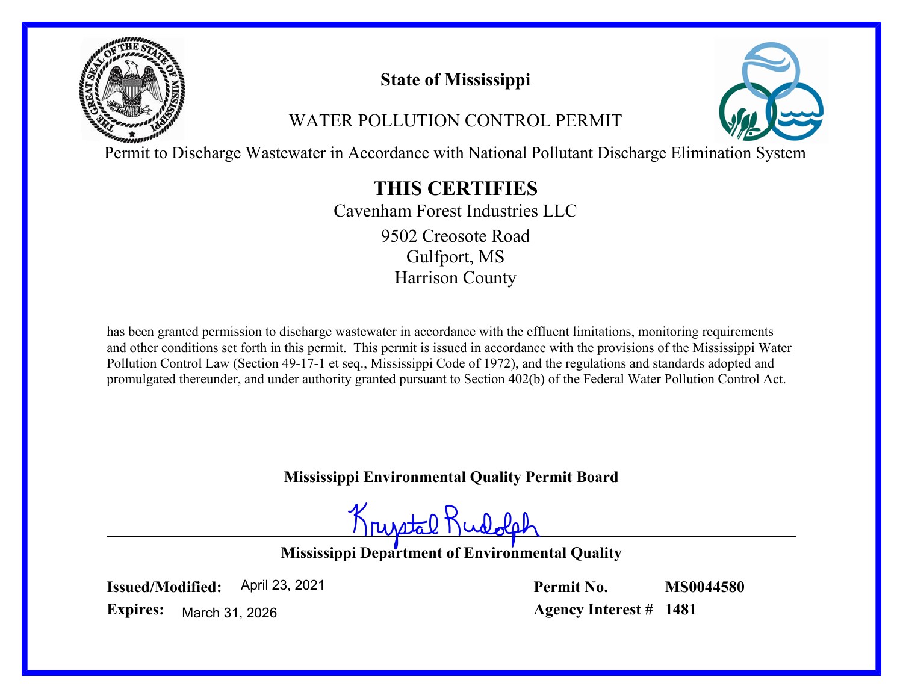# State of Mississippi

## WATER POLLUTION CONTROL PERMIT

Permit to Discharge Wastewater in Accordance with National Pollutant Discharge Elimination System

## THIS CERTIFIES

Cavenham Forest Industries LLC

9502 Creosote Road
Gulfport, MS
Harrison County

has been granted permission to discharge wastewater in accordance with the effluent limitations, monitoring requirements and other conditions set forth in this permit. This permit is issued in accordance with the provisions of the Mississippi Water Pollution Control Law (Section 49-17-1 et seq., Mississippi Code of 1972), and the regulations and standards adopted and promulgated thereunder, and under authority granted pursuant to Section 402(b) of the Federal Water Pollution Control Act.

**Mississippi Environmental Quality Permit Board**

Krystal Rudolph

**Mississippi Department of Environmental Quality**

**Issued/Modified:** April 23, 2021
**Expires:** March 31, 2026

**Permit No.** **MS0044580**
**Agency Interest #** **1481**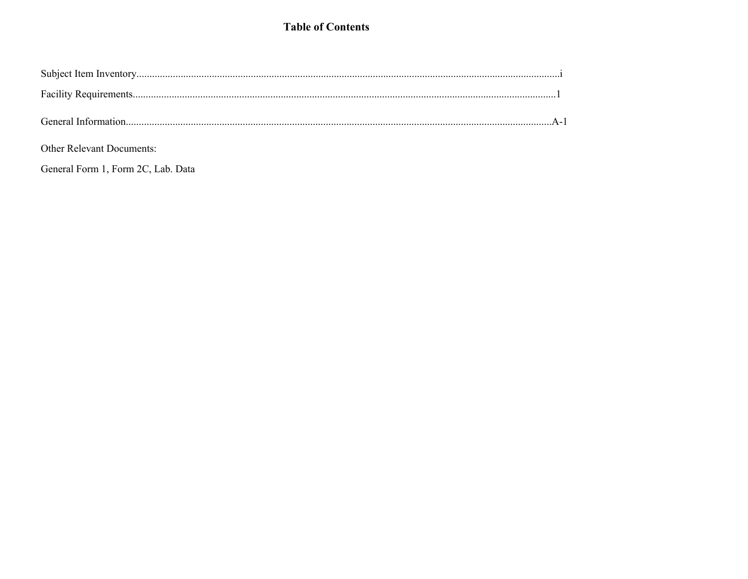# Table of Contents

Subject Item Inventory.....................................................................................................i

Facility Requirements.....................................................................................................1

General Information.....................................................................................................A-1

Other Relevant Documents:

General Form 1, Form 2C, Lab. Data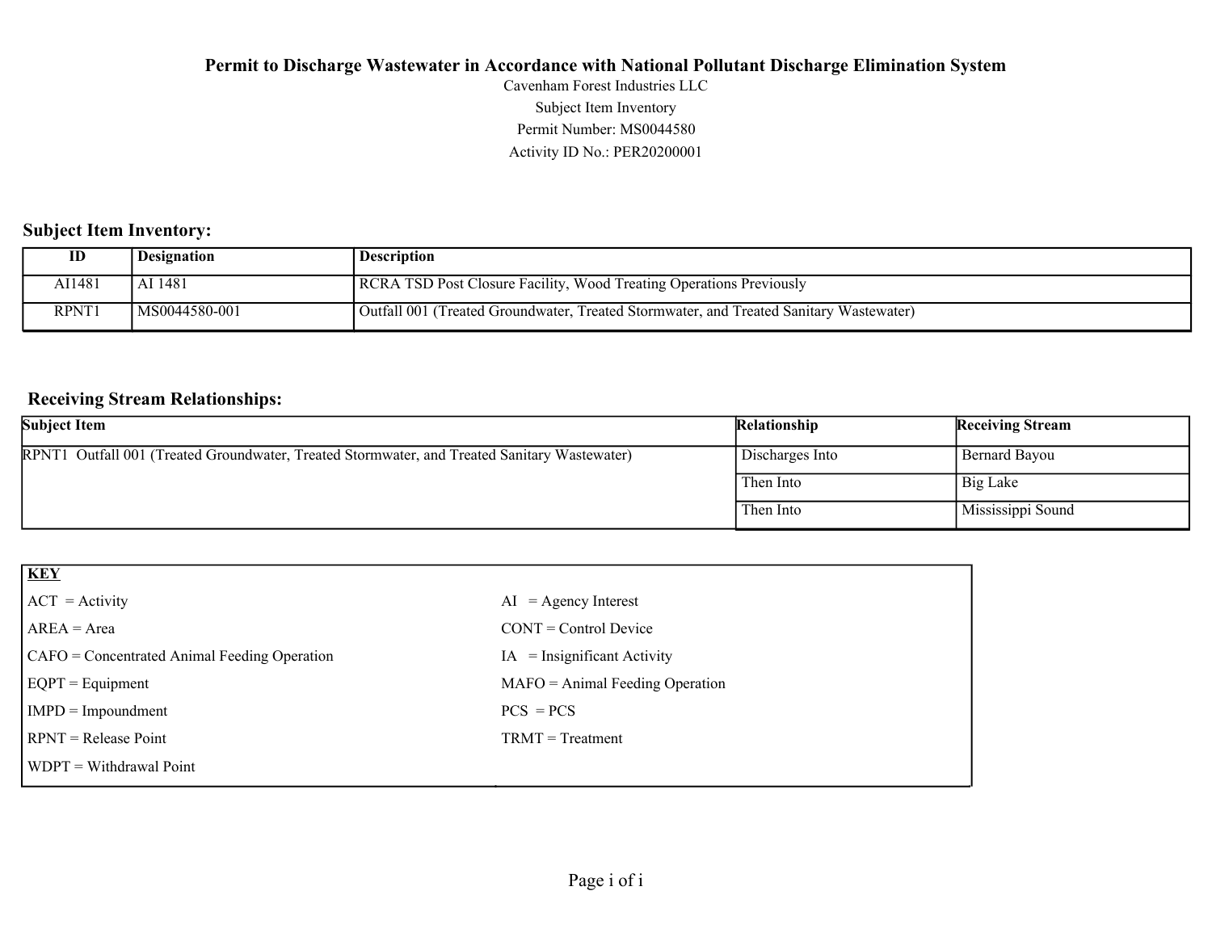# Permit to Discharge Wastewater in Accordance with National Pollutant Discharge Elimination System

Cavenham Forest Industries LLC

Subject Item Inventory

Permit Number: MS0044580

Activity ID No.: PER20200001

## Subject Item Inventory:

| ID | Designation | Description |
|---|---|---|
| AI1481 | AI 1481 | RCRA TSD Post Closure Facility, Wood Treating Operations Previously |
| RPNT1 | MS0044580-001 | Outfall 001 (Treated Groundwater, Treated Stormwater, and Treated Sanitary Wastewater) |

## Receiving Stream Relationships:

| Subject Item | Relationship | Receiving Stream |
|---|---|---|
| RPNT1 Outfall 001 (Treated Groundwater, Treated Stormwater, and Treated Sanitary Wastewater) | Discharges Into | Bernard Bayou |
| | Then Into | Big Lake |
| | Then Into | Mississippi Sound |

| **KEY** | |
|---|---|
| ACT = Activity | AI = Agency Interest |
| AREA = Area | CONT = Control Device |
| CAFO = Concentrated Animal Feeding Operation | IA = Insignificant Activity |
| EQPT = Equipment | MAFO = Animal Feeding Operation |
| IMPD = Impoundment | PCS = PCS |
| RPNT = Release Point | TRMT = Treatment |
| WDPT = Withdrawal Point | |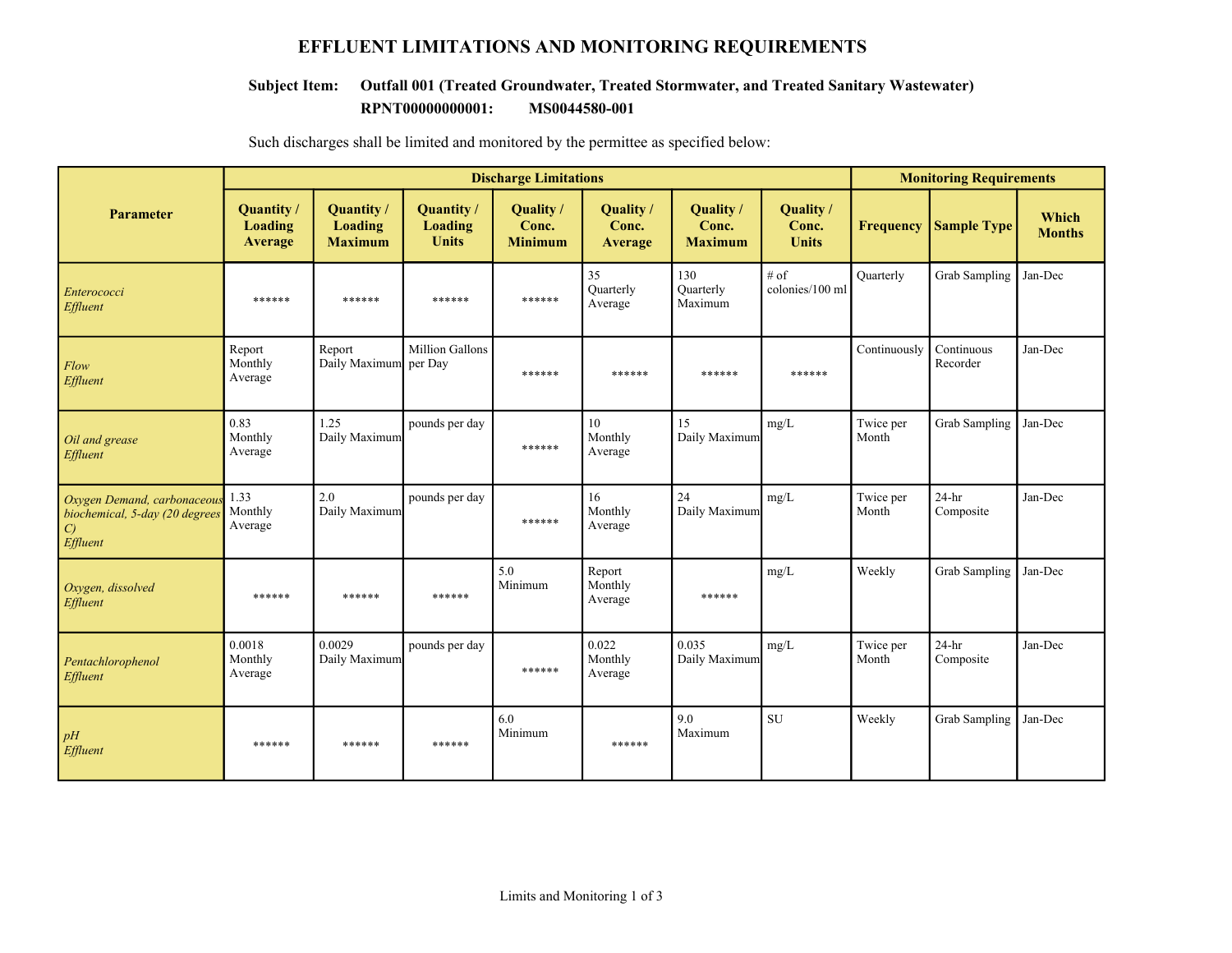## EFFLUENT LIMITATIONS AND MONITORING REQUIREMENTS

**Subject Item: Outfall 001 (Treated Groundwater, Treated Stormwater, and Treated Sanitary Wastewater)**
**RPNT00000000001: MS0044580-001**

Such discharges shall be limited and monitored by the permittee as specified below:

| Parameter | Discharge Limitations | | | | | | | Monitoring Requirements | | |
|---|---|---|---|---|---|---|---|---|---|---|
| | Quantity / Loading Average | Quantity / Loading Maximum | Quantity / Loading Units | Quality / Conc. Minimum | Quality / Conc. Average | Quality / Conc. Maximum | Quality / Conc. Units | Frequency | Sample Type | Which Months |
| *Enterococci Effluent* | ****** | ****** | ****** | ****** | 35 Quarterly Average | 130 Quarterly Maximum | # of colonies/100 ml | Quarterly | Grab Sampling | Jan-Dec |
| *Flow Effluent* | Report Monthly Average | Report Daily Maximum | Million Gallons per Day | ****** | ****** | ****** | ****** | Continuously | Continuous Recorder | Jan-Dec |
| *Oil and grease Effluent* | 0.83 Monthly Average | 1.25 Daily Maximum | pounds per day | ****** | 10 Monthly Average | 15 Daily Maximum | mg/L | Twice per Month | Grab Sampling | Jan-Dec |
| *Oxygen Demand, carbonaceous biochemical, 5-day (20 degrees C) Effluent* | 1.33 Monthly Average | 2.0 Daily Maximum | pounds per day | ****** | 16 Monthly Average | 24 Daily Maximum | mg/L | Twice per Month | 24-hr Composite | Jan-Dec |
| *Oxygen, dissolved Effluent* | ****** | ****** | ****** | 5.0 Minimum | Report Monthly Average | ****** | mg/L | Weekly | Grab Sampling | Jan-Dec |
| *Pentachlorophenol Effluent* | 0.0018 Monthly Average | 0.0029 Daily Maximum | pounds per day | ****** | 0.022 Monthly Average | 0.035 Daily Maximum | mg/L | Twice per Month | 24-hr Composite | Jan-Dec |
| *pH Effluent* | ****** | ****** | ****** | 6.0 Minimum | ****** | 9.0 Maximum | SU | Weekly | Grab Sampling | Jan-Dec |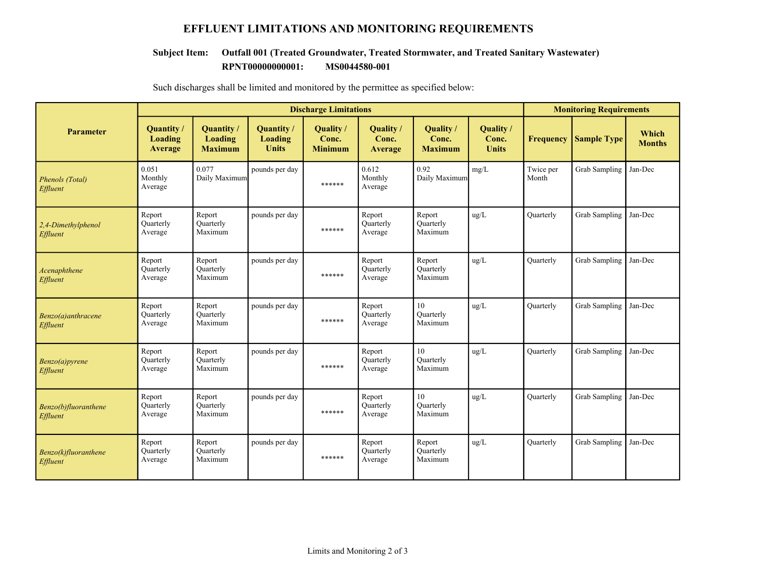# EFFLUENT LIMITATIONS AND MONITORING REQUIREMENTS

**Subject Item: Outfall 001 (Treated Groundwater, Treated Stormwater, and Treated Sanitary Wastewater)**
**RPNT00000000001: MS0044580-001**

Such discharges shall be limited and monitored by the permittee as specified below:

| Parameter | Discharge Limitations | | | | | | | Monitoring Requirements | | |
|---|---|---|---|---|---|---|---|---|---|---|
| | Quantity / Loading Average | Quantity / Loading Maximum | Quantity / Loading Units | Quality / Conc. Minimum | Quality / Conc. Average | Quality / Conc. Maximum | Quality / Conc. Units | Frequency | Sample Type | Which Months |
| *Phenols (Total) Effluent* | 0.051 Monthly Average | 0.077 Daily Maximum | pounds per day | ****** | 0.612 Monthly Average | 0.92 Daily Maximum | mg/L | Twice per Month | Grab Sampling | Jan-Dec |
| *2,4-Dimethylphenol Effluent* | Report Quarterly Average | Report Quarterly Maximum | pounds per day | ****** | Report Quarterly Average | Report Quarterly Maximum | ug/L | Quarterly | Grab Sampling | Jan-Dec |
| *Acenaphthene Effluent* | Report Quarterly Average | Report Quarterly Maximum | pounds per day | ****** | Report Quarterly Average | Report Quarterly Maximum | ug/L | Quarterly | Grab Sampling | Jan-Dec |
| *Benzo(a)anthracene Effluent* | Report Quarterly Average | Report Quarterly Maximum | pounds per day | ****** | Report Quarterly Average | 10 Quarterly Maximum | ug/L | Quarterly | Grab Sampling | Jan-Dec |
| *Benzo(a)pyrene Effluent* | Report Quarterly Average | Report Quarterly Maximum | pounds per day | ****** | Report Quarterly Average | 10 Quarterly Maximum | ug/L | Quarterly | Grab Sampling | Jan-Dec |
| *Benzo(b)fluoranthene Effluent* | Report Quarterly Average | Report Quarterly Maximum | pounds per day | ****** | Report Quarterly Average | 10 Quarterly Maximum | ug/L | Quarterly | Grab Sampling | Jan-Dec |
| *Benzo(k)fluoranthene Effluent* | Report Quarterly Average | Report Quarterly Maximum | pounds per day | ****** | Report Quarterly Average | Report Quarterly Maximum | ug/L | Quarterly | Grab Sampling | Jan-Dec |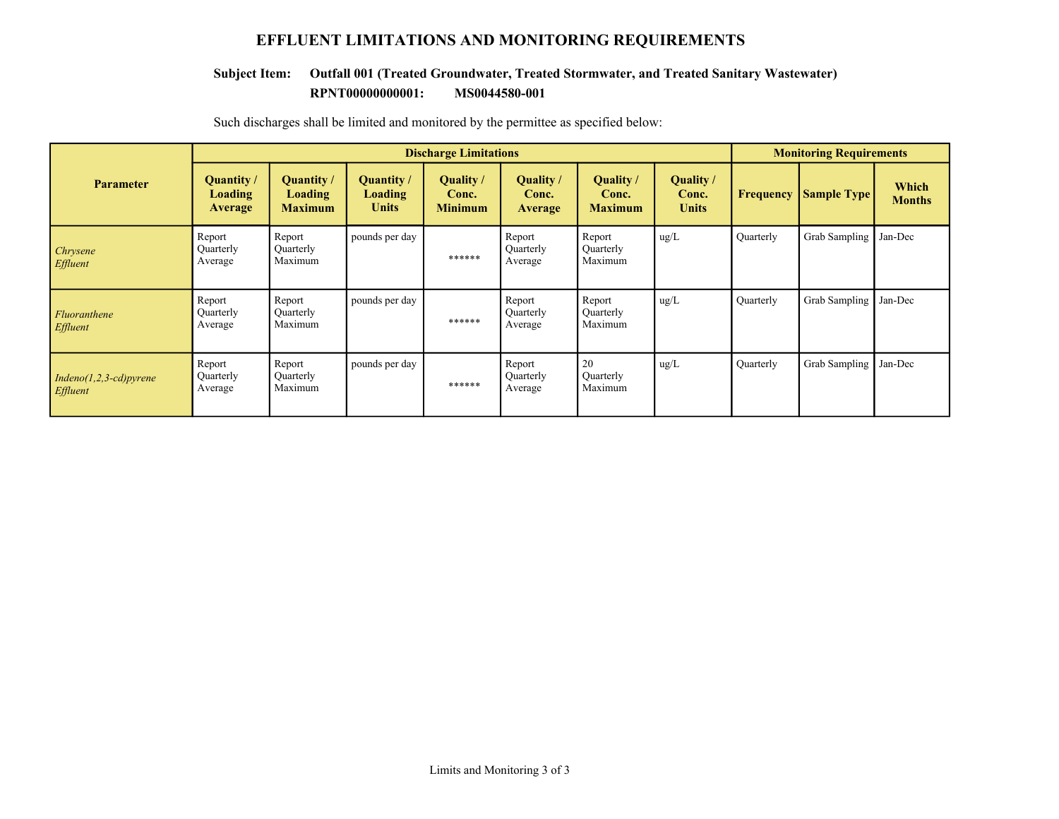# EFFLUENT LIMITATIONS AND MONITORING REQUIREMENTS

**Subject Item: Outfall 001 (Treated Groundwater, Treated Stormwater, and Treated Sanitary Wastewater)**
**RPNT00000000001: MS0044580-001**

Such discharges shall be limited and monitored by the permittee as specified below:

| Parameter | Discharge Limitations | | | | | | | Monitoring Requirements | | |
|---|---|---|---|---|---|---|---|---|---|---|
| | Quantity / Loading Average | Quantity / Loading Maximum | Quantity / Loading Units | Quality / Conc. Minimum | Quality / Conc. Average | Quality / Conc. Maximum | Quality / Conc. Units | Frequency | Sample Type | Which Months |
| *Chrysene Effluent* | Report Quarterly Average | Report Quarterly Maximum | pounds per day | ****** | Report Quarterly Average | Report Quarterly Maximum | ug/L | Quarterly | Grab Sampling | Jan-Dec |
| *Fluoranthene Effluent* | Report Quarterly Average | Report Quarterly Maximum | pounds per day | ****** | Report Quarterly Average | Report Quarterly Maximum | ug/L | Quarterly | Grab Sampling | Jan-Dec |
| *Indeno(1,2,3-cd)pyrene Effluent* | Report Quarterly Average | Report Quarterly Maximum | pounds per day | ****** | Report Quarterly Average | 20 Quarterly Maximum | ug/L | Quarterly | Grab Sampling | Jan-Dec |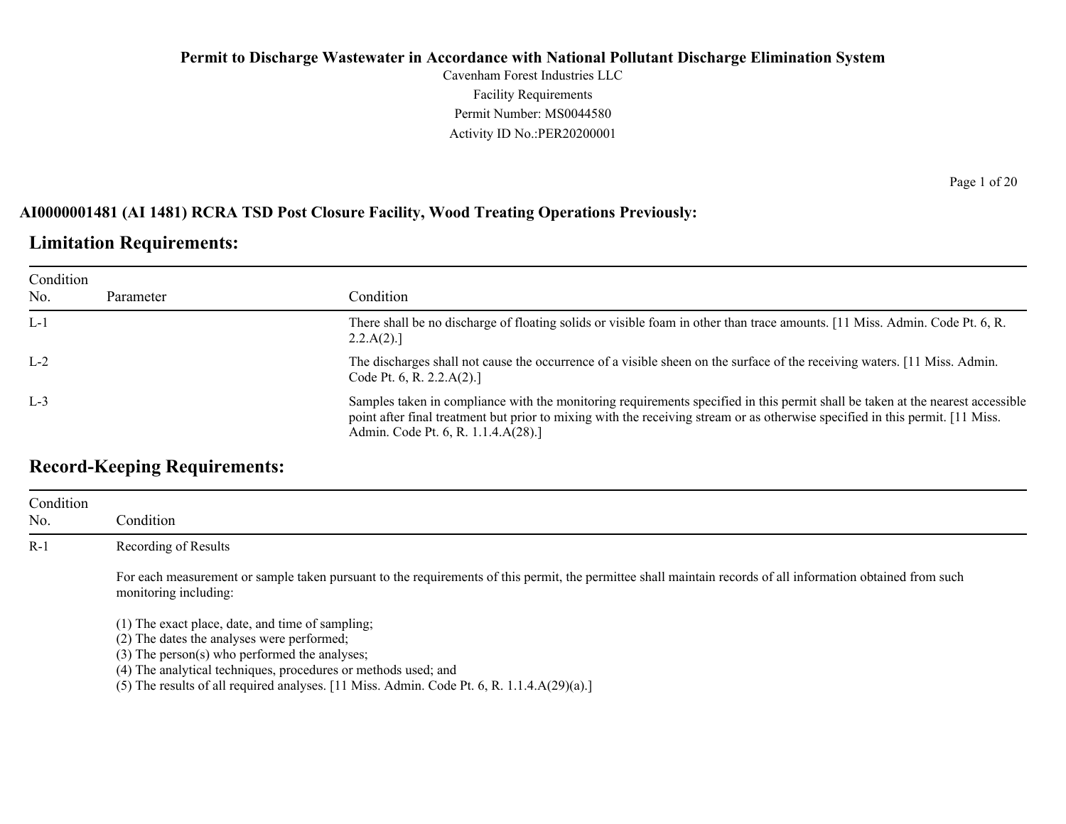# Permit to Discharge Wastewater in Accordance with National Pollutant Discharge Elimination System

Cavenham Forest Industries LLC
Facility Requirements
Permit Number: MS0044580
Activity ID No.:PER20200001

**AI0000001481 (AI 1481) RCRA TSD Post Closure Facility, Wood Treating Operations Previously:**

## Limitation Requirements:

| Condition No. | Parameter | Condition |
|---|---|---|
| L-1 | | There shall be no discharge of floating solids or visible foam in other than trace amounts. [11 Miss. Admin. Code Pt. 6, R. 2.2.A(2).] |
| L-2 | | The discharges shall not cause the occurrence of a visible sheen on the surface of the receiving waters. [11 Miss. Admin. Code Pt. 6, R. 2.2.A(2).] |
| L-3 | | Samples taken in compliance with the monitoring requirements specified in this permit shall be taken at the nearest accessible point after final treatment but prior to mixing with the receiving stream or as otherwise specified in this permit. [11 Miss. Admin. Code Pt. 6, R. 1.1.4.A(28).] |

## Record-Keeping Requirements:

| Condition No. | Condition |
|---|---|
| R-1 | Recording of Results<br><br>For each measurement or sample taken pursuant to the requirements of this permit, the permittee shall maintain records of all information obtained from such monitoring including:<br><br>(1) The exact place, date, and time of sampling;<br>(2) The dates the analyses were performed;<br>(3) The person(s) who performed the analyses;<br>(4) The analytical techniques, procedures or methods used; and<br>(5) The results of all required analyses. [11 Miss. Admin. Code Pt. 6, R. 1.1.4.A(29)(a).] |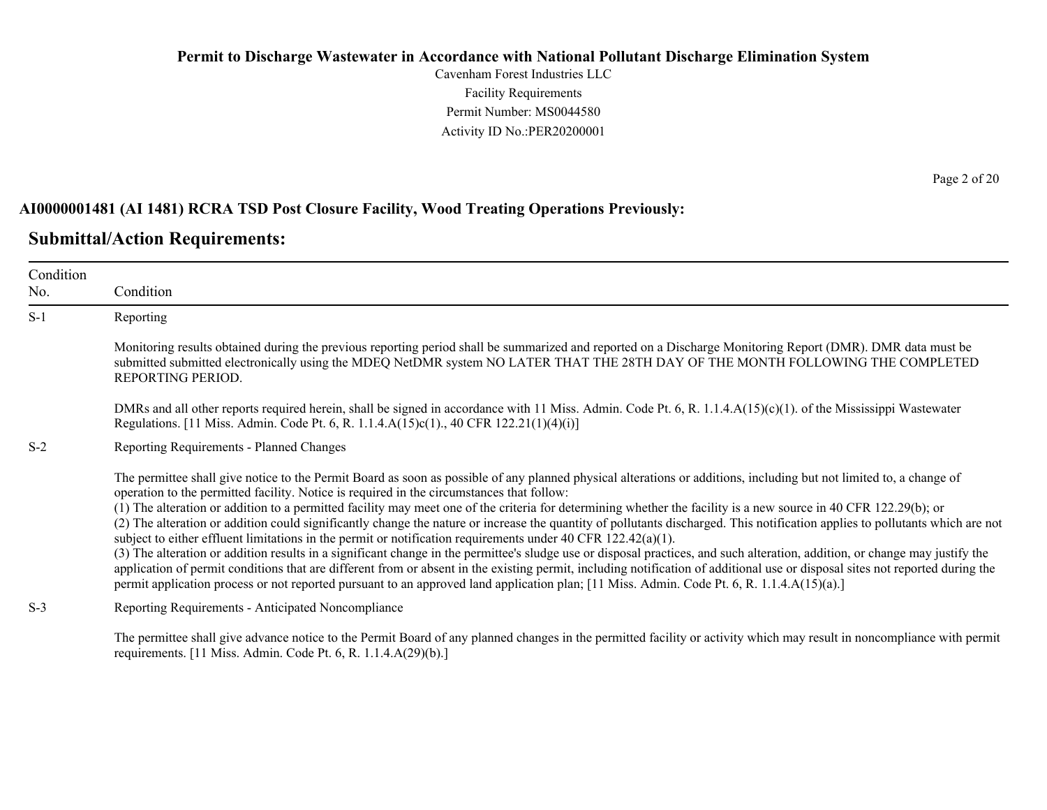# Permit to Discharge Wastewater in Accordance with National Pollutant Discharge Elimination System

Cavenham Forest Industries LLC
Facility Requirements
Permit Number: MS0044580
Activity ID No.:PER20200001

**AI0000001481 (AI 1481) RCRA TSD Post Closure Facility, Wood Treating Operations Previously:**

## Submittal/Action Requirements:

| Condition No. | Condition |
|---|---|
| S-1 | Reporting<br><br>Monitoring results obtained during the previous reporting period shall be summarized and reported on a Discharge Monitoring Report (DMR). DMR data must be submitted submitted electronically using the MDEQ NetDMR system NO LATER THAT THE 28TH DAY OF THE MONTH FOLLOWING THE COMPLETED REPORTING PERIOD.<br><br>DMRs and all other reports required herein, shall be signed in accordance with 11 Miss. Admin. Code Pt. 6, R. 1.1.4.A(15)(c)(1). of the Mississippi Wastewater Regulations. [11 Miss. Admin. Code Pt. 6, R. 1.1.4.A(15)c(1)., 40 CFR 122.21(1)(4)(i)] |
| S-2 | Reporting Requirements - Planned Changes<br><br>The permittee shall give notice to the Permit Board as soon as possible of any planned physical alterations or additions, including but not limited to, a change of operation to the permitted facility. Notice is required in the circumstances that follow:<br>(1) The alteration or addition to a permitted facility may meet one of the criteria for determining whether the facility is a new source in 40 CFR 122.29(b); or<br>(2) The alteration or addition could significantly change the nature or increase the quantity of pollutants discharged. This notification applies to pollutants which are not subject to either effluent limitations in the permit or notification requirements under 40 CFR 122.42(a)(1).<br>(3) The alteration or addition results in a significant change in the permittee's sludge use or disposal practices, and such alteration, addition, or change may justify the application of permit conditions that are different from or absent in the existing permit, including notification of additional use or disposal sites not reported during the permit application process or not reported pursuant to an approved land application plan; [11 Miss. Admin. Code Pt. 6, R. 1.1.4.A(15)(a).] |
| S-3 | Reporting Requirements - Anticipated Noncompliance<br><br>The permittee shall give advance notice to the Permit Board of any planned changes in the permitted facility or activity which may result in noncompliance with permit requirements. [11 Miss. Admin. Code Pt. 6, R. 1.1.4.A(29)(b).] |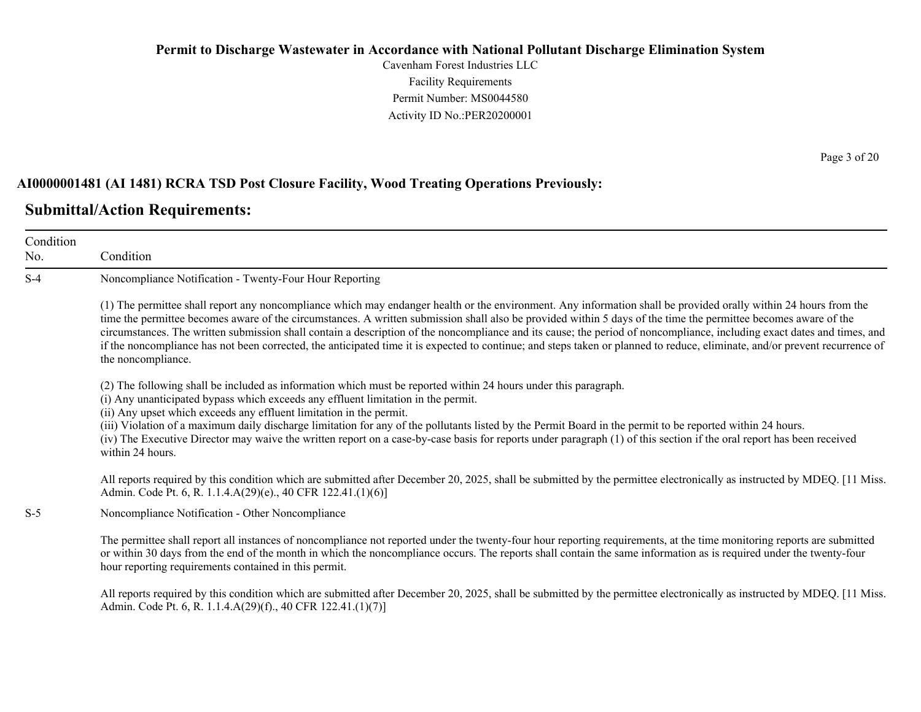# Permit to Discharge Wastewater in Accordance with National Pollutant Discharge Elimination System

Cavenham Forest Industries LLC
Facility Requirements
Permit Number: MS0044580
Activity ID No.:PER20200001

### AI0000001481 (AI 1481) RCRA TSD Post Closure Facility, Wood Treating Operations Previously:

## Submittal/Action Requirements:

| Condition No. | Condition |
|---|---|
| S-4 | Noncompliance Notification - Twenty-Four Hour Reporting<br><br>(1) The permittee shall report any noncompliance which may endanger health or the environment. Any information shall be provided orally within 24 hours from the time the permittee becomes aware of the circumstances. A written submission shall also be provided within 5 days of the time the permittee becomes aware of the circumstances. The written submission shall contain a description of the noncompliance and its cause; the period of noncompliance, including exact dates and times, and if the noncompliance has not been corrected, the anticipated time it is expected to continue; and steps taken or planned to reduce, eliminate, and/or prevent recurrence of the noncompliance.<br><br>(2) The following shall be included as information which must be reported within 24 hours under this paragraph.<br>(i) Any unanticipated bypass which exceeds any effluent limitation in the permit.<br>(ii) Any upset which exceeds any effluent limitation in the permit.<br>(iii) Violation of a maximum daily discharge limitation for any of the pollutants listed by the Permit Board in the permit to be reported within 24 hours.<br>(iv) The Executive Director may waive the written report on a case-by-case basis for reports under paragraph (1) of this section if the oral report has been received within 24 hours.<br><br>All reports required by this condition which are submitted after December 20, 2025, shall be submitted by the permittee electronically as instructed by MDEQ. [11 Miss. Admin. Code Pt. 6, R. 1.1.4.A(29)(e)., 40 CFR 122.41.(1)(6)] |
| S-5 | Noncompliance Notification - Other Noncompliance<br><br>The permittee shall report all instances of noncompliance not reported under the twenty-four hour reporting requirements, at the time monitoring reports are submitted or within 30 days from the end of the month in which the noncompliance occurs. The reports shall contain the same information as is required under the twenty-four hour reporting requirements contained in this permit.<br><br>All reports required by this condition which are submitted after December 20, 2025, shall be submitted by the permittee electronically as instructed by MDEQ. [11 Miss. Admin. Code Pt. 6, R. 1.1.4.A(29)(f)., 40 CFR 122.41.(1)(7)] |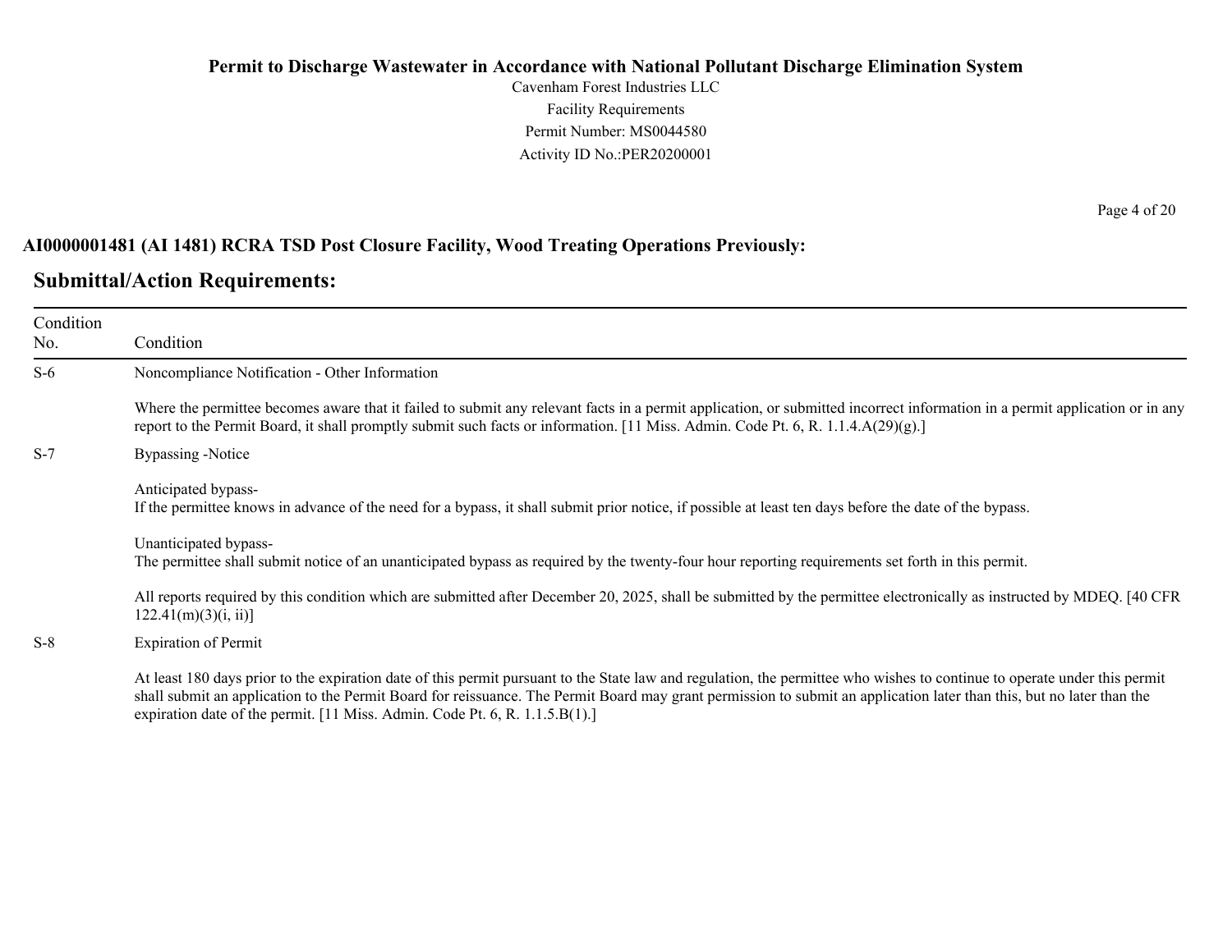**Permit to Discharge Wastewater in Accordance with National Pollutant Discharge Elimination System**

Cavenham Forest Industries LLC
Facility Requirements
Permit Number: MS0044580
Activity ID No.:PER20200001

**AI0000001481 (AI 1481) RCRA TSD Post Closure Facility, Wood Treating Operations Previously:**

## Submittal/Action Requirements:

| Condition No. | Condition |
|---|---|
| S-6 | Noncompliance Notification - Other Information<br><br>Where the permittee becomes aware that it failed to submit any relevant facts in a permit application, or submitted incorrect information in a permit application or in any report to the Permit Board, it shall promptly submit such facts or information. [11 Miss. Admin. Code Pt. 6, R. 1.1.4.A(29)(g).] |
| S-7 | Bypassing -Notice<br><br>Anticipated bypass-<br>If the permittee knows in advance of the need for a bypass, it shall submit prior notice, if possible at least ten days before the date of the bypass.<br><br>Unanticipated bypass-<br>The permittee shall submit notice of an unanticipated bypass as required by the twenty-four hour reporting requirements set forth in this permit.<br><br>All reports required by this condition which are submitted after December 20, 2025, shall be submitted by the permittee electronically as instructed by MDEQ. [40 CFR 122.41(m)(3)(i, ii)] |
| S-8 | Expiration of Permit<br><br>At least 180 days prior to the expiration date of this permit pursuant to the State law and regulation, the permittee who wishes to continue to operate under this permit shall submit an application to the Permit Board for reissuance. The Permit Board may grant permission to submit an application later than this, but no later than the expiration date of the permit. [11 Miss. Admin. Code Pt. 6, R. 1.1.5.B(1).] |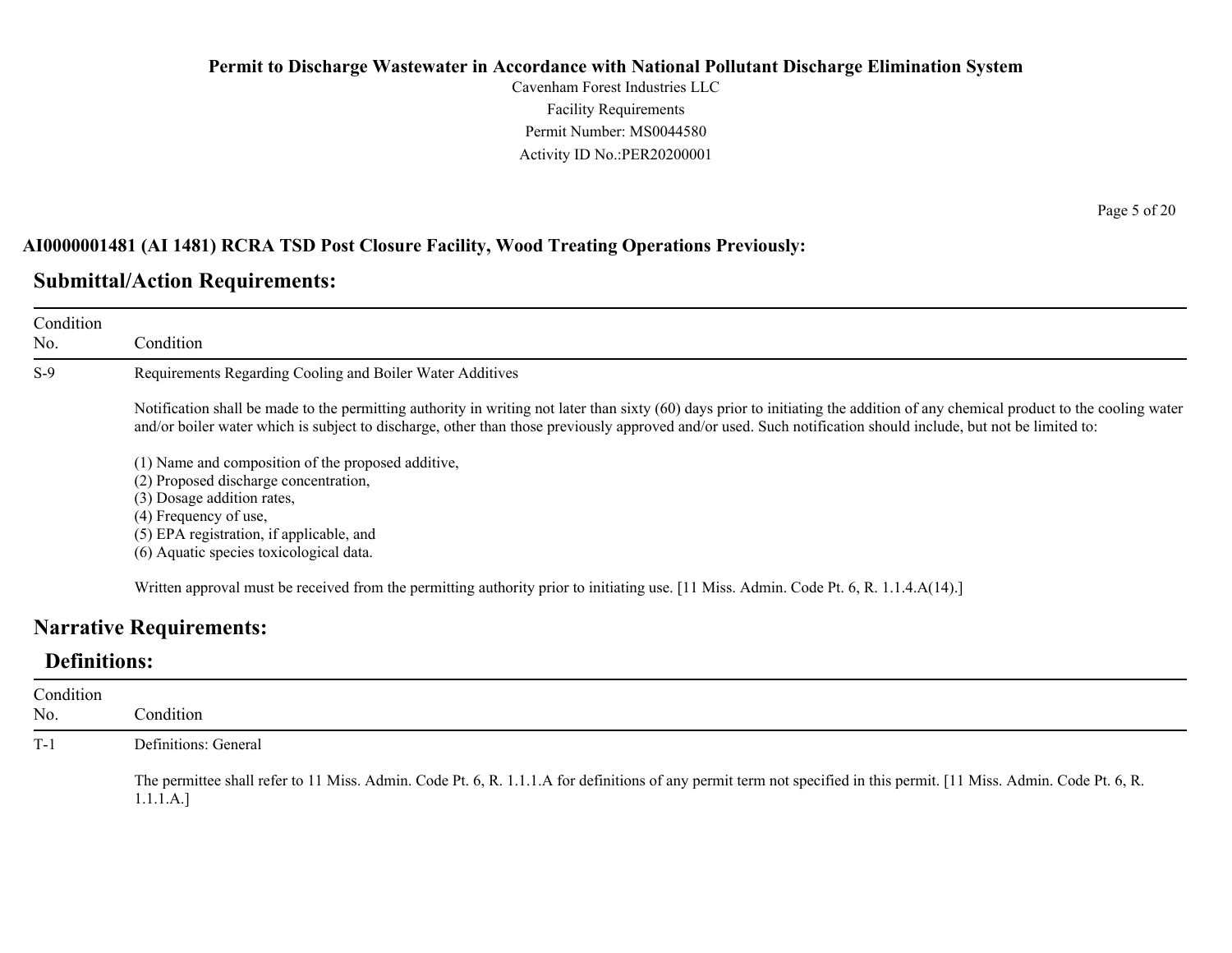## AI0000001481 (AI 1481) RCRA TSD Post Closure Facility, Wood Treating Operations Previously:

### Submittal/Action Requirements:

| Condition No. | Condition |
|---|---|
| S-9 | Requirements Regarding Cooling and Boiler Water Additives<br><br>Notification shall be made to the permitting authority in writing not later than sixty (60) days prior to initiating the addition of any chemical product to the cooling water and/or boiler water which is subject to discharge, other than those previously approved and/or used. Such notification should include, but not be limited to:<br><br>(1) Name and composition of the proposed additive,<br>(2) Proposed discharge concentration,<br>(3) Dosage addition rates,<br>(4) Frequency of use,<br>(5) EPA registration, if applicable, and<br>(6) Aquatic species toxicological data.<br><br>Written approval must be received from the permitting authority prior to initiating use. [11 Miss. Admin. Code Pt. 6, R. 1.1.4.A(14).] |

### Narrative Requirements:

#### Definitions:

| Condition No. | Condition |
|---|---|
| T-1 | Definitions: General<br><br>The permittee shall refer to 11 Miss. Admin. Code Pt. 6, R. 1.1.1.A for definitions of any permit term not specified in this permit. [11 Miss. Admin. Code Pt. 6, R. 1.1.1.A.] |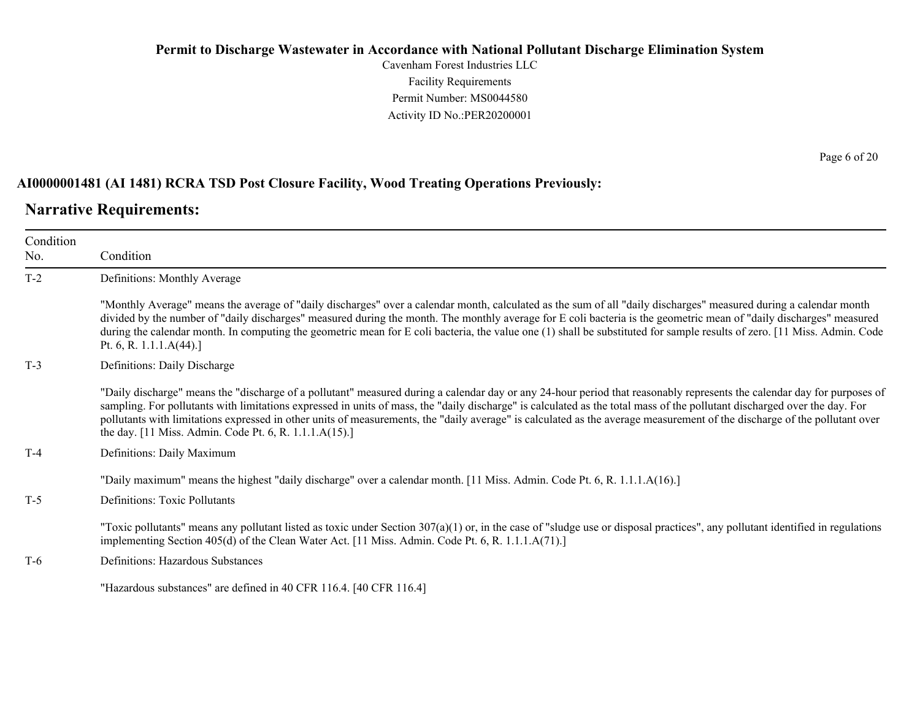**AI0000001481 (AI 1481) RCRA TSD Post Closure Facility, Wood Treating Operations Previously:**

## Narrative Requirements:

| Condition No. | Condition |
|---|---|
| T-2 | Definitions: Monthly Average<br><br>"Monthly Average" means the average of "daily discharges" over a calendar month, calculated as the sum of all "daily discharges" measured during a calendar month divided by the number of "daily discharges" measured during the month. The monthly average for E coli bacteria is the geometric mean of "daily discharges" measured during the calendar month. In computing the geometric mean for E coli bacteria, the value one (1) shall be substituted for sample results of zero. [11 Miss. Admin. Code Pt. 6, R. 1.1.1.A(44).] |
| T-3 | Definitions: Daily Discharge<br><br>"Daily discharge" means the "discharge of a pollutant" measured during a calendar day or any 24-hour period that reasonably represents the calendar day for purposes of sampling. For pollutants with limitations expressed in units of mass, the "daily discharge" is calculated as the total mass of the pollutant discharged over the day. For pollutants with limitations expressed in other units of measurements, the "daily average" is calculated as the average measurement of the discharge of the pollutant over the day. [11 Miss. Admin. Code Pt. 6, R. 1.1.1.A(15).] |
| T-4 | Definitions: Daily Maximum<br><br>"Daily maximum" means the highest "daily discharge" over a calendar month. [11 Miss. Admin. Code Pt. 6, R. 1.1.1.A(16).] |
| T-5 | Definitions: Toxic Pollutants<br><br>"Toxic pollutants" means any pollutant listed as toxic under Section 307(a)(1) or, in the case of "sludge use or disposal practices", any pollutant identified in regulations implementing Section 405(d) of the Clean Water Act. [11 Miss. Admin. Code Pt. 6, R. 1.1.1.A(71).] |
| T-6 | Definitions: Hazardous Substances<br><br>"Hazardous substances" are defined in 40 CFR 116.4. [40 CFR 116.4] |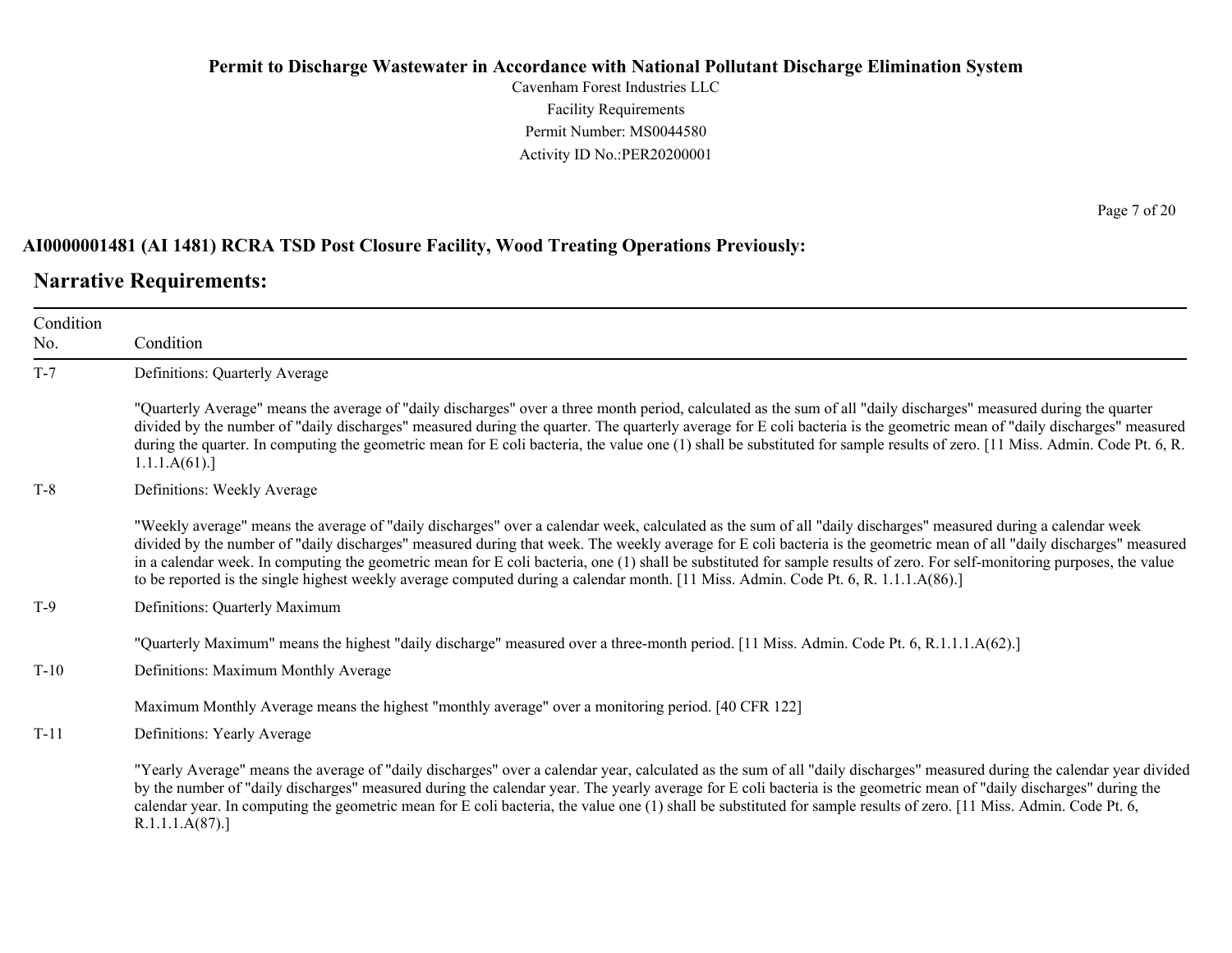**AI0000001481 (AI 1481) RCRA TSD Post Closure Facility, Wood Treating Operations Previously:**

## Narrative Requirements:

| Condition No. | Condition |
| --- | --- |
| T-7 | Definitions: Quarterly Average<br><br>"Quarterly Average" means the average of "daily discharges" over a three month period, calculated as the sum of all "daily discharges" measured during the quarter divided by the number of "daily discharges" measured during the quarter. The quarterly average for E coli bacteria is the geometric mean of "daily discharges" measured during the quarter. In computing the geometric mean for E coli bacteria, the value one (1) shall be substituted for sample results of zero. [11 Miss. Admin. Code Pt. 6, R. 1.1.1.A(61).] |
| T-8 | Definitions: Weekly Average<br><br>"Weekly average" means the average of "daily discharges" over a calendar week, calculated as the sum of all "daily discharges" measured during a calendar week divided by the number of "daily discharges" measured during that week. The weekly average for E coli bacteria is the geometric mean of all "daily discharges" measured in a calendar week. In computing the geometric mean for E coli bacteria, one (1) shall be substituted for sample results of zero. For self-monitoring purposes, the value to be reported is the single highest weekly average computed during a calendar month. [11 Miss. Admin. Code Pt. 6, R. 1.1.1.A(86).] |
| T-9 | Definitions: Quarterly Maximum<br><br>"Quarterly Maximum" means the highest "daily discharge" measured over a three-month period. [11 Miss. Admin. Code Pt. 6, R.1.1.1.A(62).] |
| T-10 | Definitions: Maximum Monthly Average<br><br>Maximum Monthly Average means the highest "monthly average" over a monitoring period. [40 CFR 122] |
| T-11 | Definitions: Yearly Average<br><br>"Yearly Average" means the average of "daily discharges" over a calendar year, calculated as the sum of all "daily discharges" measured during the calendar year divided by the number of "daily discharges" measured during the calendar year. The yearly average for E coli bacteria is the geometric mean of "daily discharges" during the calendar year. In computing the geometric mean for E coli bacteria, the value one (1) shall be substituted for sample results of zero. [11 Miss. Admin. Code Pt. 6, R.1.1.1.A(87).] |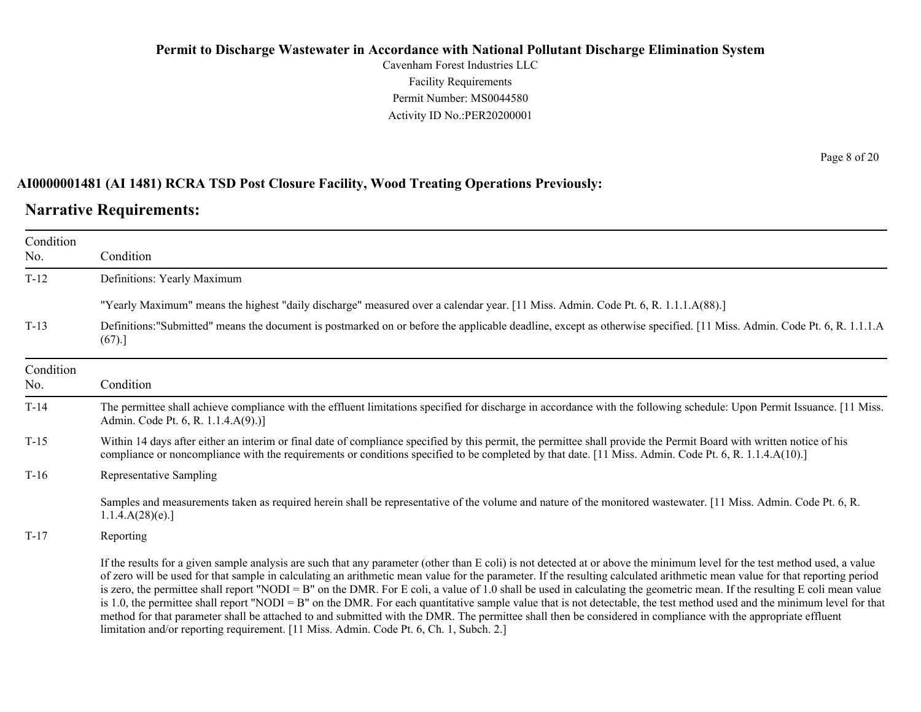## AI0000001481 (AI 1481) RCRA TSD Post Closure Facility, Wood Treating Operations Previously:

## Narrative Requirements:

| Condition No. | Condition |
|---|---|
| T-12 | Definitions: Yearly Maximum<br><br>"Yearly Maximum" means the highest "daily discharge" measured over a calendar year. [11 Miss. Admin. Code Pt. 6, R. 1.1.1.A(88).] |
| T-13 | Definitions:"Submitted" means the document is postmarked on or before the applicable deadline, except as otherwise specified. [11 Miss. Admin. Code Pt. 6, R. 1.1.1.A (67).] |

| Condition No. | Condition |
|---|---|
| T-14 | The permittee shall achieve compliance with the effluent limitations specified for discharge in accordance with the following schedule: Upon Permit Issuance. [11 Miss. Admin. Code Pt. 6, R. 1.1.4.A(9).)] |
| T-15 | Within 14 days after either an interim or final date of compliance specified by this permit, the permittee shall provide the Permit Board with written notice of his compliance or noncompliance with the requirements or conditions specified to be completed by that date. [11 Miss. Admin. Code Pt. 6, R. 1.1.4.A(10).] |
| T-16 | Representative Sampling<br><br>Samples and measurements taken as required herein shall be representative of the volume and nature of the monitored wastewater. [11 Miss. Admin. Code Pt. 6, R. 1.1.4.A(28)(e).] |
| T-17 | Reporting<br><br>If the results for a given sample analysis are such that any parameter (other than E coli) is not detected at or above the minimum level for the test method used, a value of zero will be used for that sample in calculating an arithmetic mean value for the parameter. If the resulting calculated arithmetic mean value for that reporting period is zero, the permittee shall report "NODI = B" on the DMR. For E coli, a value of 1.0 shall be used in calculating the geometric mean. If the resulting E coli mean value is 1.0, the permittee shall report "NODI = B" on the DMR. For each quantitative sample value that is not detectable, the test method used and the minimum level for that method for that parameter shall be attached to and submitted with the DMR. The permittee shall then be considered in compliance with the appropriate effluent limitation and/or reporting requirement. [11 Miss. Admin. Code Pt. 6, Ch. 1, Subch. 2.] |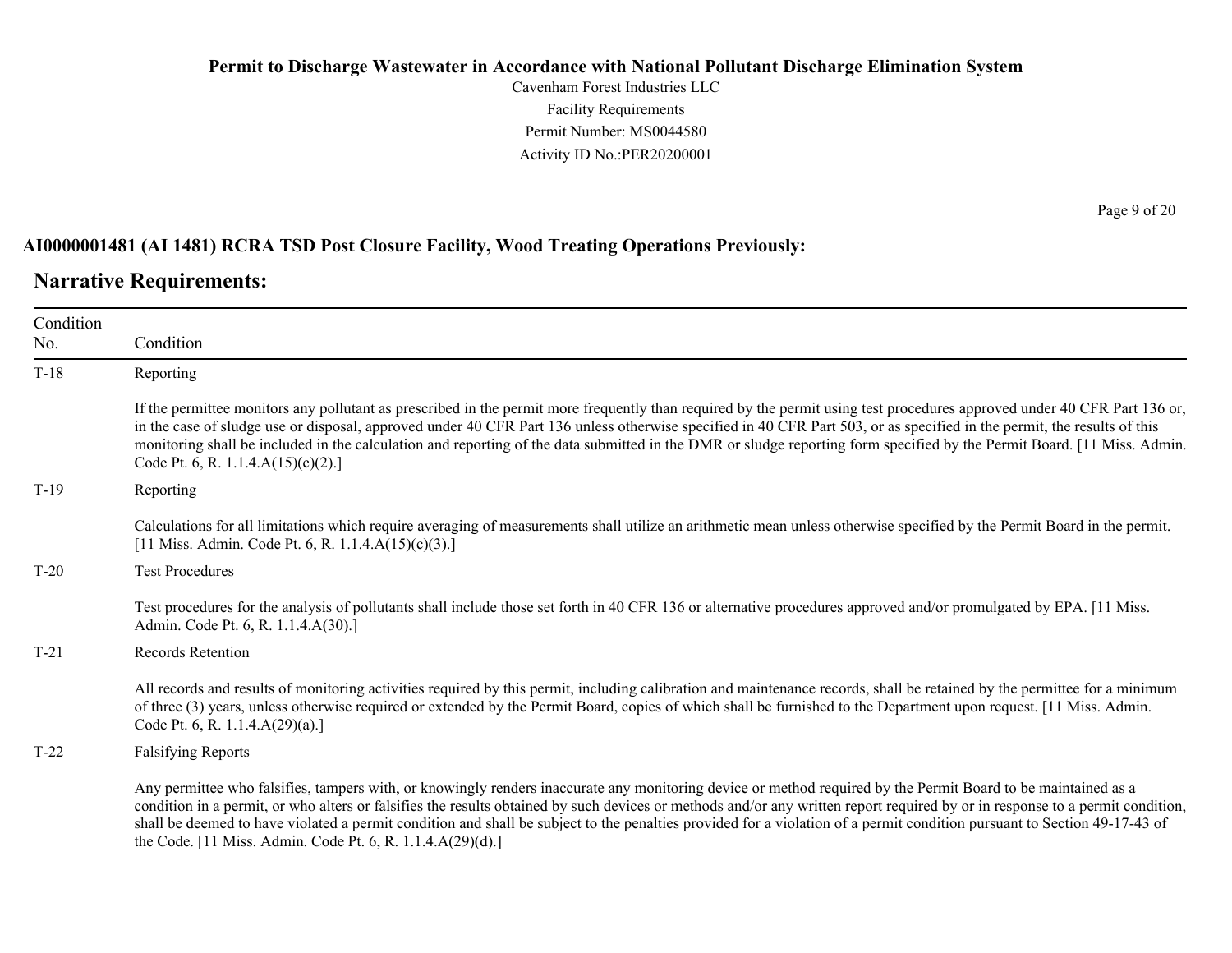**AI0000001481 (AI 1481) RCRA TSD Post Closure Facility, Wood Treating Operations Previously:**

## Narrative Requirements:

| Condition No. | Condition |
|---|---|
| T-18 | Reporting<br><br>If the permittee monitors any pollutant as prescribed in the permit more frequently than required by the permit using test procedures approved under 40 CFR Part 136 or, in the case of sludge use or disposal, approved under 40 CFR Part 136 unless otherwise specified in 40 CFR Part 503, or as specified in the permit, the results of this monitoring shall be included in the calculation and reporting of the data submitted in the DMR or sludge reporting form specified by the Permit Board. [11 Miss. Admin. Code Pt. 6, R. 1.1.4.A(15)(c)(2).] |
| T-19 | Reporting<br><br>Calculations for all limitations which require averaging of measurements shall utilize an arithmetic mean unless otherwise specified by the Permit Board in the permit. [11 Miss. Admin. Code Pt. 6, R. 1.1.4.A(15)(c)(3).] |
| T-20 | Test Procedures<br><br>Test procedures for the analysis of pollutants shall include those set forth in 40 CFR 136 or alternative procedures approved and/or promulgated by EPA. [11 Miss. Admin. Code Pt. 6, R. 1.1.4.A(30).] |
| T-21 | Records Retention<br><br>All records and results of monitoring activities required by this permit, including calibration and maintenance records, shall be retained by the permittee for a minimum of three (3) years, unless otherwise required or extended by the Permit Board, copies of which shall be furnished to the Department upon request. [11 Miss. Admin. Code Pt. 6, R. 1.1.4.A(29)(a).] |
| T-22 | Falsifying Reports<br><br>Any permittee who falsifies, tampers with, or knowingly renders inaccurate any monitoring device or method required by the Permit Board to be maintained as a condition in a permit, or who alters or falsifies the results obtained by such devices or methods and/or any written report required by or in response to a permit condition, shall be deemed to have violated a permit condition and shall be subject to the penalties provided for a violation of a permit condition pursuant to Section 49-17-43 of the Code. [11 Miss. Admin. Code Pt. 6, R. 1.1.4.A(29)(d).] |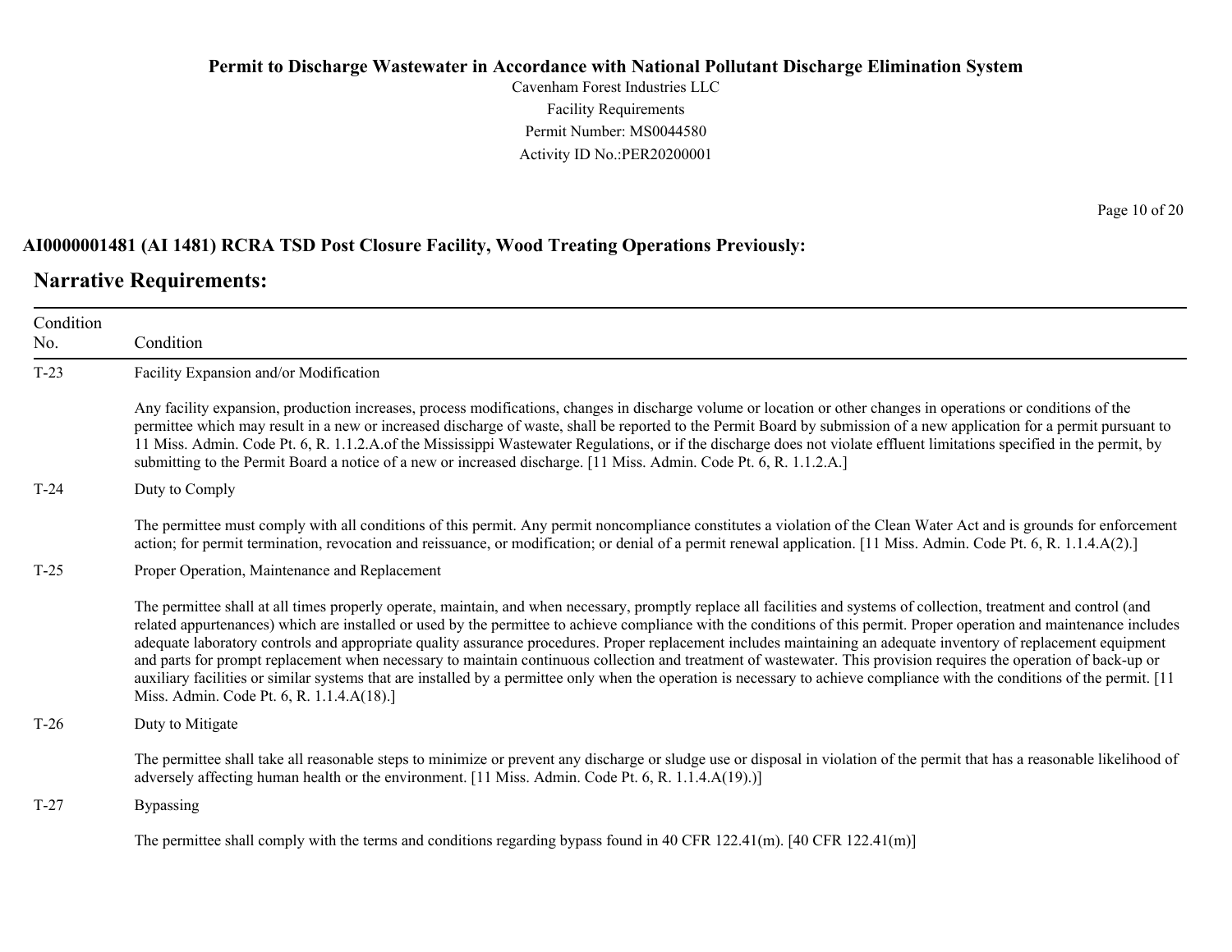**AI0000001481 (AI 1481) RCRA TSD Post Closure Facility, Wood Treating Operations Previously:**

## Narrative Requirements:

| Condition No. | Condition |
|---|---|
| T-23 | Facility Expansion and/or Modification<br><br>Any facility expansion, production increases, process modifications, changes in discharge volume or location or other changes in operations or conditions of the permittee which may result in a new or increased discharge of waste, shall be reported to the Permit Board by submission of a new application for a permit pursuant to 11 Miss. Admin. Code Pt. 6, R. 1.1.2.A.of the Mississippi Wastewater Regulations, or if the discharge does not violate effluent limitations specified in the permit, by submitting to the Permit Board a notice of a new or increased discharge. [11 Miss. Admin. Code Pt. 6, R. 1.1.2.A.] |
| T-24 | Duty to Comply<br><br>The permittee must comply with all conditions of this permit. Any permit noncompliance constitutes a violation of the Clean Water Act and is grounds for enforcement action; for permit termination, revocation and reissuance, or modification; or denial of a permit renewal application. [11 Miss. Admin. Code Pt. 6, R. 1.1.4.A(2).] |
| T-25 | Proper Operation, Maintenance and Replacement<br><br>The permittee shall at all times properly operate, maintain, and when necessary, promptly replace all facilities and systems of collection, treatment and control (and related appurtenances) which are installed or used by the permittee to achieve compliance with the conditions of this permit. Proper operation and maintenance includes adequate laboratory controls and appropriate quality assurance procedures. Proper replacement includes maintaining an adequate inventory of replacement equipment and parts for prompt replacement when necessary to maintain continuous collection and treatment of wastewater. This provision requires the operation of back-up or auxiliary facilities or similar systems that are installed by a permittee only when the operation is necessary to achieve compliance with the conditions of the permit. [11 Miss. Admin. Code Pt. 6, R. 1.1.4.A(18).] |
| T-26 | Duty to Mitigate<br><br>The permittee shall take all reasonable steps to minimize or prevent any discharge or sludge use or disposal in violation of the permit that has a reasonable likelihood of adversely affecting human health or the environment. [11 Miss. Admin. Code Pt. 6, R. 1.1.4.A(19).)] |
| T-27 | Bypassing<br><br>The permittee shall comply with the terms and conditions regarding bypass found in 40 CFR 122.41(m). [40 CFR 122.41(m)] |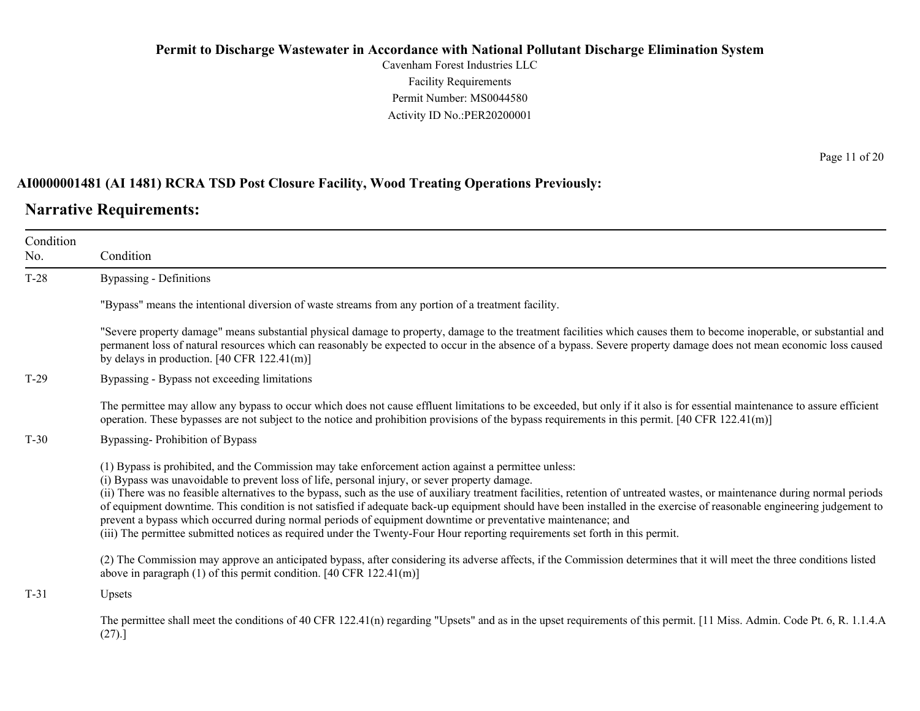# Permit to Discharge Wastewater in Accordance with National Pollutant Discharge Elimination System

Cavenham Forest Industries LLC
Facility Requirements
Permit Number: MS0044580
Activity ID No.:PER20200001

**AI0000001481 (AI 1481) RCRA TSD Post Closure Facility, Wood Treating Operations Previously:**

## Narrative Requirements:

| Condition No. | Condition |
|---|---|
| T-28 | Bypassing - Definitions<br><br>"Bypass" means the intentional diversion of waste streams from any portion of a treatment facility.<br><br>"Severe property damage" means substantial physical damage to property, damage to the treatment facilities which causes them to become inoperable, or substantial and permanent loss of natural resources which can reasonably be expected to occur in the absence of a bypass. Severe property damage does not mean economic loss caused by delays in production. [40 CFR 122.41(m)] |
| T-29 | Bypassing - Bypass not exceeding limitations<br><br>The permittee may allow any bypass to occur which does not cause effluent limitations to be exceeded, but only if it also is for essential maintenance to assure efficient operation. These bypasses are not subject to the notice and prohibition provisions of the bypass requirements in this permit. [40 CFR 122.41(m)] |
| T-30 | Bypassing- Prohibition of Bypass<br><br>(1) Bypass is prohibited, and the Commission may take enforcement action against a permittee unless:<br>(i) Bypass was unavoidable to prevent loss of life, personal injury, or sever property damage.<br>(ii) There was no feasible alternatives to the bypass, such as the use of auxiliary treatment facilities, retention of untreated wastes, or maintenance during normal periods of equipment downtime. This condition is not satisfied if adequate back-up equipment should have been installed in the exercise of reasonable engineering judgement to prevent a bypass which occurred during normal periods of equipment downtime or preventative maintenance; and<br>(iii) The permittee submitted notices as required under the Twenty-Four Hour reporting requirements set forth in this permit.<br><br>(2) The Commission may approve an anticipated bypass, after considering its adverse affects, if the Commission determines that it will meet the three conditions listed above in paragraph (1) of this permit condition. [40 CFR 122.41(m)] |
| T-31 | Upsets<br><br>The permittee shall meet the conditions of 40 CFR 122.41(n) regarding "Upsets" and as in the upset requirements of this permit. [11 Miss. Admin. Code Pt. 6, R. 1.1.4.A (27).] |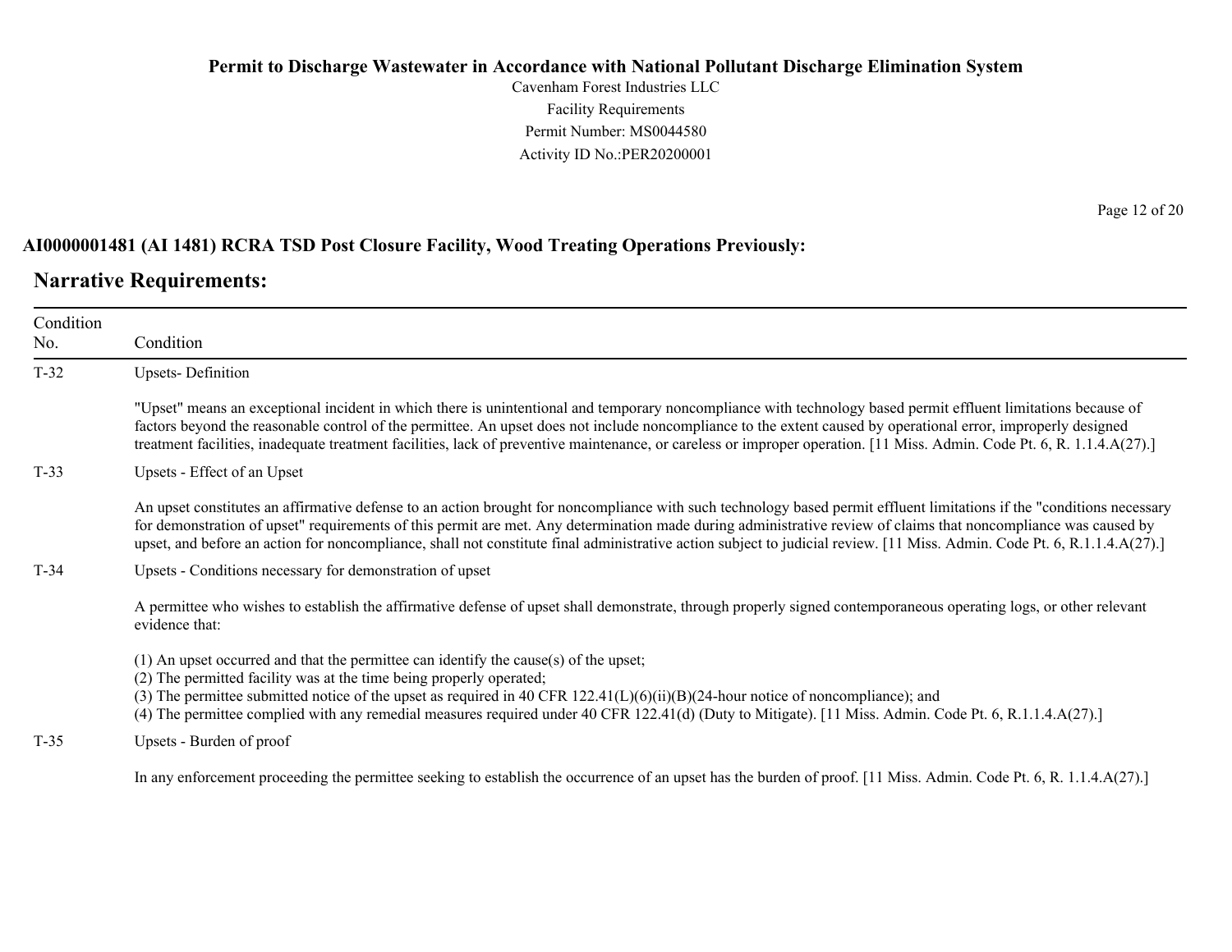## AI0000001481 (AI 1481) RCRA TSD Post Closure Facility, Wood Treating Operations Previously:

## Narrative Requirements:

| Condition No. | Condition |
|---|---|
| T-32 | Upsets- Definition<br><br>"Upset" means an exceptional incident in which there is unintentional and temporary noncompliance with technology based permit effluent limitations because of factors beyond the reasonable control of the permittee. An upset does not include noncompliance to the extent caused by operational error, improperly designed treatment facilities, inadequate treatment facilities, lack of preventive maintenance, or careless or improper operation. [11 Miss. Admin. Code Pt. 6, R. 1.1.4.A(27).] |
| T-33 | Upsets - Effect of an Upset<br><br>An upset constitutes an affirmative defense to an action brought for noncompliance with such technology based permit effluent limitations if the "conditions necessary for demonstration of upset" requirements of this permit are met. Any determination made during administrative review of claims that noncompliance was caused by upset, and before an action for noncompliance, shall not constitute final administrative action subject to judicial review. [11 Miss. Admin. Code Pt. 6, R.1.1.4.A(27).] |
| T-34 | Upsets - Conditions necessary for demonstration of upset<br><br>A permittee who wishes to establish the affirmative defense of upset shall demonstrate, through properly signed contemporaneous operating logs, or other relevant evidence that:<br><br>(1) An upset occurred and that the permittee can identify the cause(s) of the upset;<br>(2) The permitted facility was at the time being properly operated;<br>(3) The permittee submitted notice of the upset as required in 40 CFR 122.41(L)(6)(ii)(B)(24-hour notice of noncompliance); and<br>(4) The permittee complied with any remedial measures required under 40 CFR 122.41(d) (Duty to Mitigate). [11 Miss. Admin. Code Pt. 6, R.1.1.4.A(27).] |
| T-35 | Upsets - Burden of proof<br><br>In any enforcement proceeding the permittee seeking to establish the occurrence of an upset has the burden of proof. [11 Miss. Admin. Code Pt. 6, R. 1.1.4.A(27).] |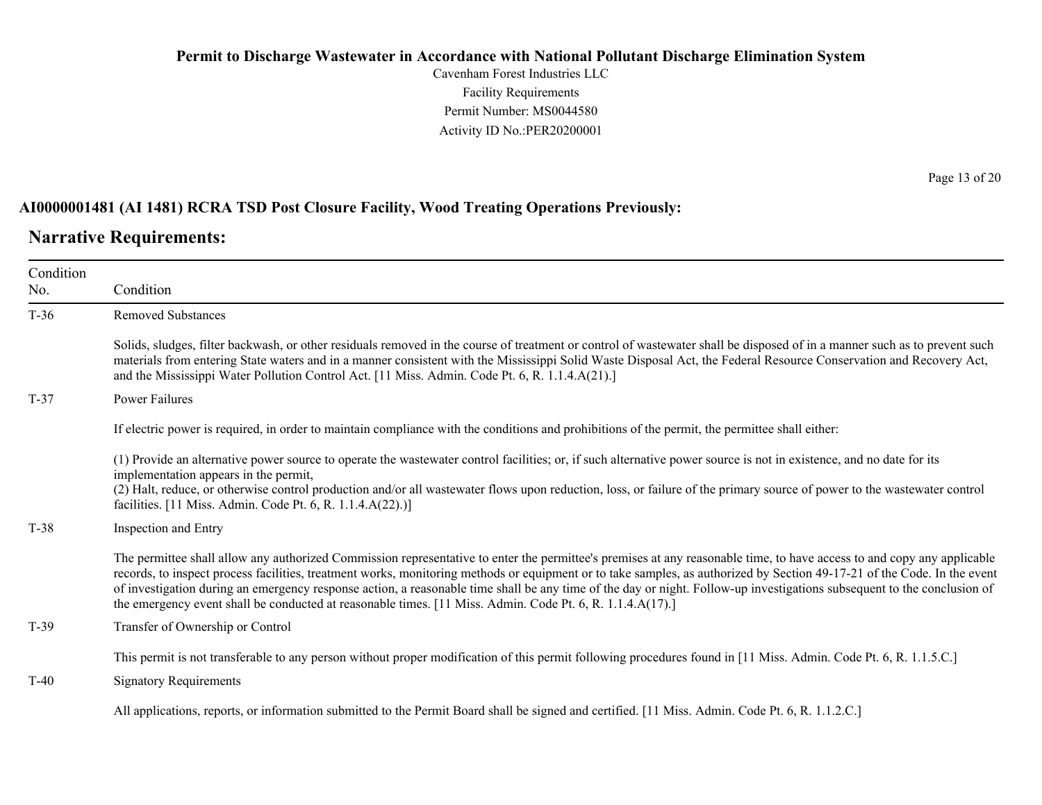**AI0000001481 (AI 1481) RCRA TSD Post Closure Facility, Wood Treating Operations Previously:**

## Narrative Requirements:

| Condition No. | Condition |
|---|---|
| T-36 | Removed Substances<br><br>Solids, sludges, filter backwash, or other residuals removed in the course of treatment or control of wastewater shall be disposed of in a manner such as to prevent such materials from entering State waters and in a manner consistent with the Mississippi Solid Waste Disposal Act, the Federal Resource Conservation and Recovery Act, and the Mississippi Water Pollution Control Act. [11 Miss. Admin. Code Pt. 6, R. 1.1.4.A(21).] |
| T-37 | Power Failures<br><br>If electric power is required, in order to maintain compliance with the conditions and prohibitions of the permit, the permittee shall either:<br><br>(1) Provide an alternative power source to operate the wastewater control facilities; or, if such alternative power source is not in existence, and no date for its implementation appears in the permit,<br>(2) Halt, reduce, or otherwise control production and/or all wastewater flows upon reduction, loss, or failure of the primary source of power to the wastewater control facilities. [11 Miss. Admin. Code Pt. 6, R. 1.1.4.A(22).)] |
| T-38 | Inspection and Entry<br><br>The permittee shall allow any authorized Commission representative to enter the permittee's premises at any reasonable time, to have access to and copy any applicable records, to inspect process facilities, treatment works, monitoring methods or equipment or to take samples, as authorized by Section 49-17-21 of the Code. In the event of investigation during an emergency response action, a reasonable time shall be any time of the day or night. Follow-up investigations subsequent to the conclusion of the emergency event shall be conducted at reasonable times. [11 Miss. Admin. Code Pt. 6, R. 1.1.4.A(17).] |
| T-39 | Transfer of Ownership or Control<br><br>This permit is not transferable to any person without proper modification of this permit following procedures found in [11 Miss. Admin. Code Pt. 6, R. 1.1.5.C.] |
| T-40 | Signatory Requirements<br><br>All applications, reports, or information submitted to the Permit Board shall be signed and certified. [11 Miss. Admin. Code Pt. 6, R. 1.1.2.C.] |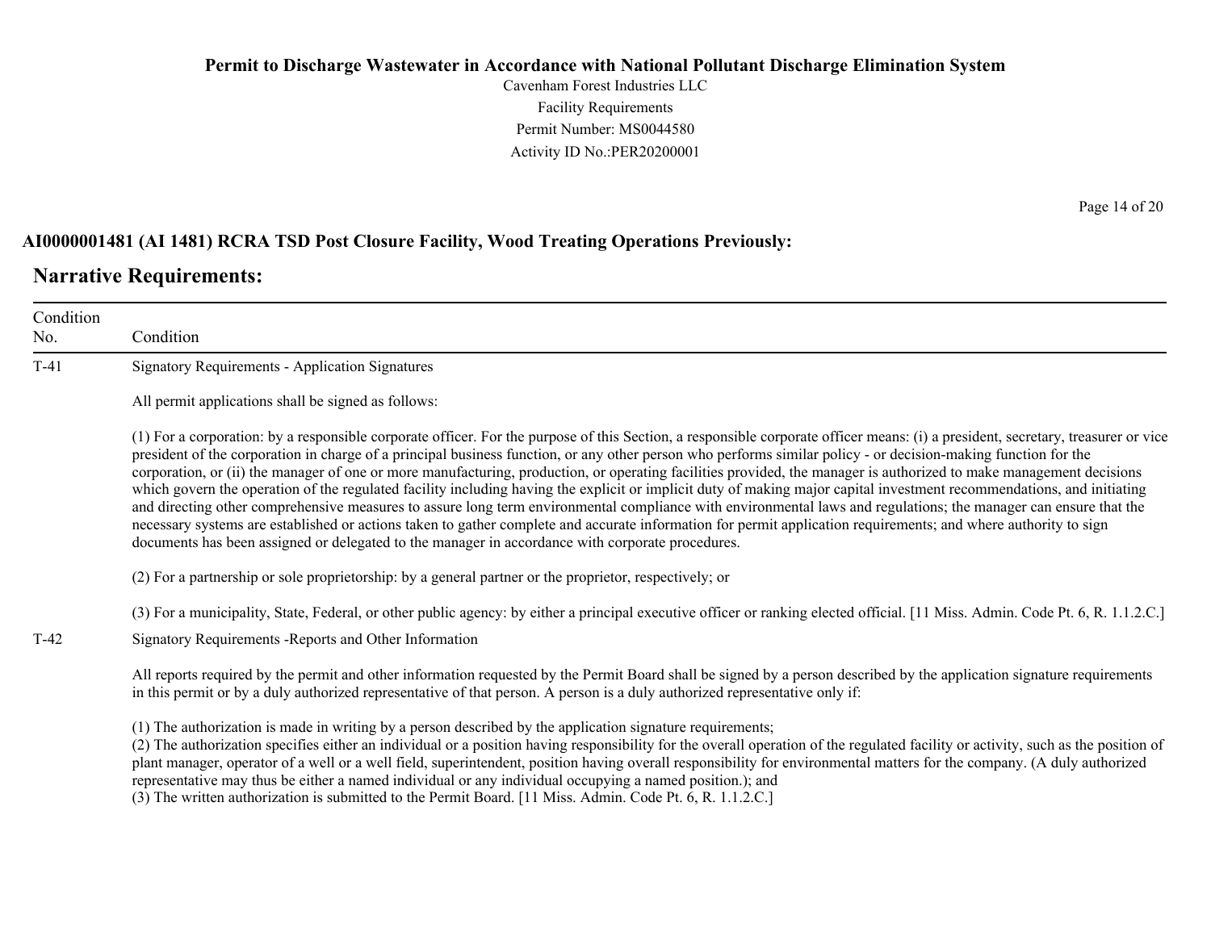**AI0000001481 (AI 1481) RCRA TSD Post Closure Facility, Wood Treating Operations Previously:**

## Narrative Requirements:

| Condition No. | Condition |
|---|---|
| T-41 | Signatory Requirements - Application Signatures<br><br>All permit applications shall be signed as follows:<br><br>(1) For a corporation: by a responsible corporate officer. For the purpose of this Section, a responsible corporate officer means: (i) a president, secretary, treasurer or vice president of the corporation in charge of a principal business function, or any other person who performs similar policy - or decision-making function for the corporation, or (ii) the manager of one or more manufacturing, production, or operating facilities provided, the manager is authorized to make management decisions which govern the operation of the regulated facility including having the explicit or implicit duty of making major capital investment recommendations, and initiating and directing other comprehensive measures to assure long term environmental compliance with environmental laws and regulations; the manager can ensure that the necessary systems are established or actions taken to gather complete and accurate information for permit application requirements; and where authority to sign documents has been assigned or delegated to the manager in accordance with corporate procedures.<br><br>(2) For a partnership or sole proprietorship: by a general partner or the proprietor, respectively; or<br><br>(3) For a municipality, State, Federal, or other public agency: by either a principal executive officer or ranking elected official. [11 Miss. Admin. Code Pt. 6, R. 1.1.2.C.] |
| T-42 | Signatory Requirements -Reports and Other Information<br><br>All reports required by the permit and other information requested by the Permit Board shall be signed by a person described by the application signature requirements in this permit or by a duly authorized representative of that person. A person is a duly authorized representative only if:<br><br>(1) The authorization is made in writing by a person described by the application signature requirements;<br>(2) The authorization specifies either an individual or a position having responsibility for the overall operation of the regulated facility or activity, such as the position of plant manager, operator of a well or a well field, superintendent, position having overall responsibility for environmental matters for the company. (A duly authorized representative may thus be either a named individual or any individual occupying a named position.); and<br>(3) The written authorization is submitted to the Permit Board. [11 Miss. Admin. Code Pt. 6, R. 1.1.2.C.] |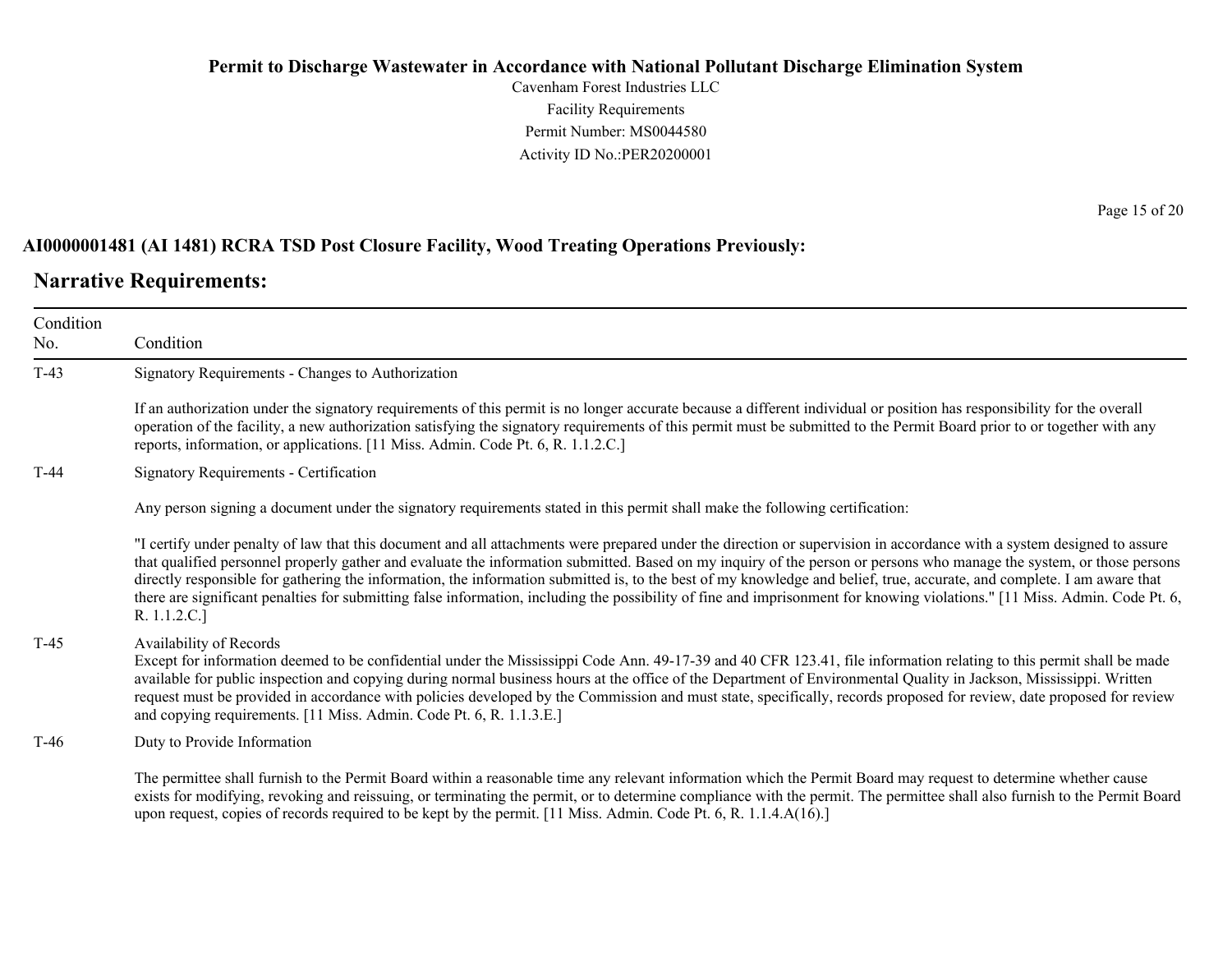# Permit to Discharge Wastewater in Accordance with National Pollutant Discharge Elimination System

Cavenham Forest Industries LLC
Facility Requirements
Permit Number: MS0044580
Activity ID No.:PER20200001

**AI0000001481 (AI 1481) RCRA TSD Post Closure Facility, Wood Treating Operations Previously:**

## Narrative Requirements:

| Condition No. | Condition |
|---|---|
| T-43 | Signatory Requirements - Changes to Authorization<br><br>If an authorization under the signatory requirements of this permit is no longer accurate because a different individual or position has responsibility for the overall operation of the facility, a new authorization satisfying the signatory requirements of this permit must be submitted to the Permit Board prior to or together with any reports, information, or applications. [11 Miss. Admin. Code Pt. 6, R. 1.1.2.C.] |
| T-44 | Signatory Requirements - Certification<br><br>Any person signing a document under the signatory requirements stated in this permit shall make the following certification:<br><br>"I certify under penalty of law that this document and all attachments were prepared under the direction or supervision in accordance with a system designed to assure that qualified personnel properly gather and evaluate the information submitted. Based on my inquiry of the person or persons who manage the system, or those persons directly responsible for gathering the information, the information submitted is, to the best of my knowledge and belief, true, accurate, and complete. I am aware that there are significant penalties for submitting false information, including the possibility of fine and imprisonment for knowing violations." [11 Miss. Admin. Code Pt. 6, R. 1.1.2.C.] |
| T-45 | Availability of Records<br>Except for information deemed to be confidential under the Mississippi Code Ann. 49-17-39 and 40 CFR 123.41, file information relating to this permit shall be made available for public inspection and copying during normal business hours at the office of the Department of Environmental Quality in Jackson, Mississippi. Written request must be provided in accordance with policies developed by the Commission and must state, specifically, records proposed for review, date proposed for review and copying requirements. [11 Miss. Admin. Code Pt. 6, R. 1.1.3.E.] |
| T-46 | Duty to Provide Information<br><br>The permittee shall furnish to the Permit Board within a reasonable time any relevant information which the Permit Board may request to determine whether cause exists for modifying, revoking and reissuing, or terminating the permit, or to determine compliance with the permit. The permittee shall also furnish to the Permit Board upon request, copies of records required to be kept by the permit. [11 Miss. Admin. Code Pt. 6, R. 1.1.4.A(16).] |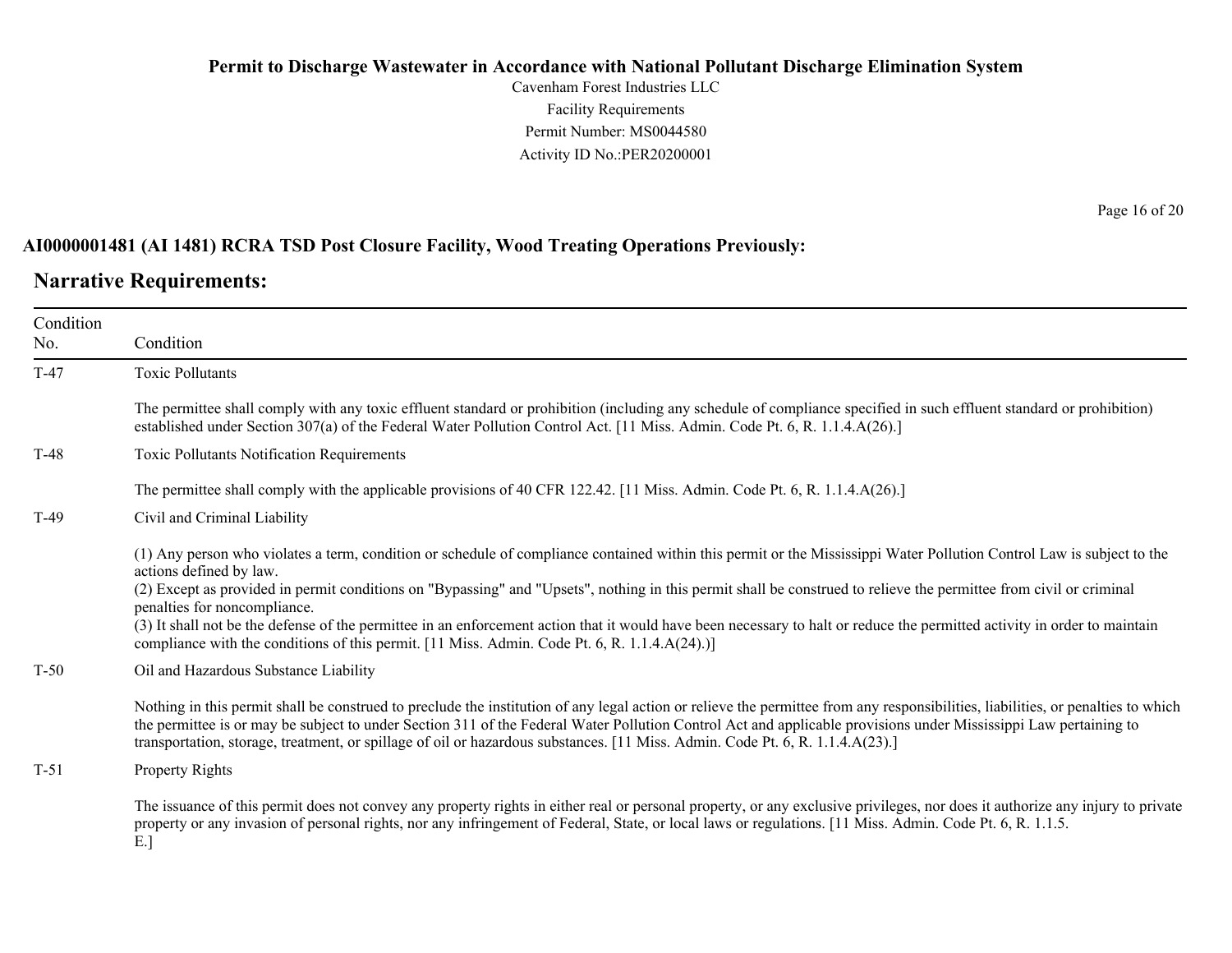## AI0000001481 (AI 1481) RCRA TSD Post Closure Facility, Wood Treating Operations Previously:

## Narrative Requirements:

| Condition No. | Condition |
|---|---|
| T-47 | Toxic Pollutants<br><br>The permittee shall comply with any toxic effluent standard or prohibition (including any schedule of compliance specified in such effluent standard or prohibition) established under Section 307(a) of the Federal Water Pollution Control Act. [11 Miss. Admin. Code Pt. 6, R. 1.1.4.A(26).] |
| T-48 | Toxic Pollutants Notification Requirements<br><br>The permittee shall comply with the applicable provisions of 40 CFR 122.42. [11 Miss. Admin. Code Pt. 6, R. 1.1.4.A(26).] |
| T-49 | Civil and Criminal Liability<br><br>(1) Any person who violates a term, condition or schedule of compliance contained within this permit or the Mississippi Water Pollution Control Law is subject to the actions defined by law.<br>(2) Except as provided in permit conditions on "Bypassing" and "Upsets", nothing in this permit shall be construed to relieve the permittee from civil or criminal penalties for noncompliance.<br>(3) It shall not be the defense of the permittee in an enforcement action that it would have been necessary to halt or reduce the permitted activity in order to maintain compliance with the conditions of this permit. [11 Miss. Admin. Code Pt. 6, R. 1.1.4.A(24).)] |
| T-50 | Oil and Hazardous Substance Liability<br><br>Nothing in this permit shall be construed to preclude the institution of any legal action or relieve the permittee from any responsibilities, liabilities, or penalties to which the permittee is or may be subject to under Section 311 of the Federal Water Pollution Control Act and applicable provisions under Mississippi Law pertaining to transportation, storage, treatment, or spillage of oil or hazardous substances. [11 Miss. Admin. Code Pt. 6, R. 1.1.4.A(23).] |
| T-51 | Property Rights<br><br>The issuance of this permit does not convey any property rights in either real or personal property, or any exclusive privileges, nor does it authorize any injury to private property or any invasion of personal rights, nor any infringement of Federal, State, or local laws or regulations. [11 Miss. Admin. Code Pt. 6, R. 1.1.5. E.] |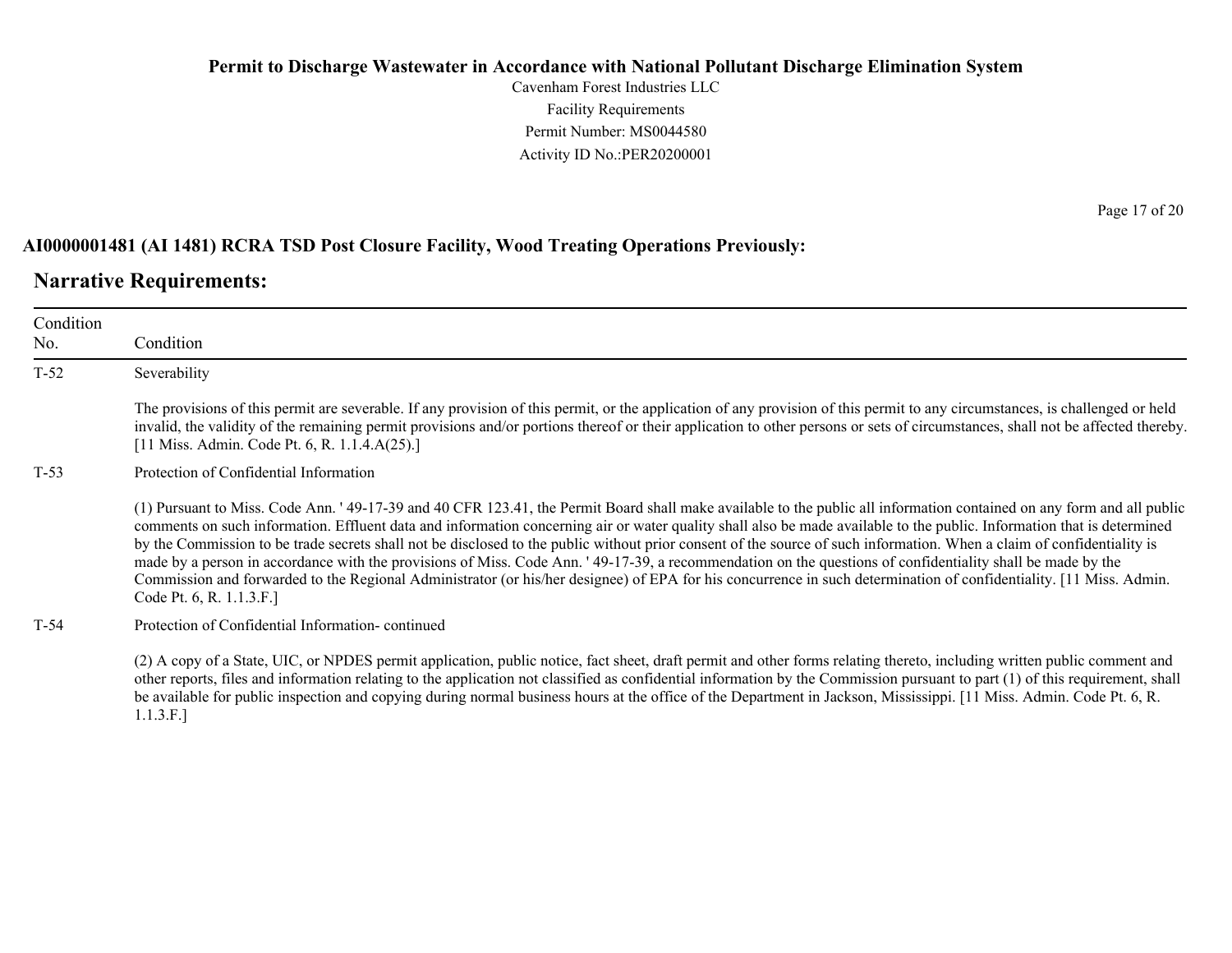**AI0000001481 (AI 1481) RCRA TSD Post Closure Facility, Wood Treating Operations Previously:**

## Narrative Requirements:

| Condition No. | Condition |
|---|---|
| T-52 | Severability<br><br>The provisions of this permit are severable. If any provision of this permit, or the application of any provision of this permit to any circumstances, is challenged or held invalid, the validity of the remaining permit provisions and/or portions thereof or their application to other persons or sets of circumstances, shall not be affected thereby. [11 Miss. Admin. Code Pt. 6, R. 1.1.4.A(25).] |
| T-53 | Protection of Confidential Information<br><br>(1) Pursuant to Miss. Code Ann. ' 49-17-39 and 40 CFR 123.41, the Permit Board shall make available to the public all information contained on any form and all public comments on such information. Effluent data and information concerning air or water quality shall also be made available to the public. Information that is determined by the Commission to be trade secrets shall not be disclosed to the public without prior consent of the source of such information. When a claim of confidentiality is made by a person in accordance with the provisions of Miss. Code Ann. ' 49-17-39, a recommendation on the questions of confidentiality shall be made by the Commission and forwarded to the Regional Administrator (or his/her designee) of EPA for his concurrence in such determination of confidentiality. [11 Miss. Admin. Code Pt. 6, R. 1.1.3.F.] |
| T-54 | Protection of Confidential Information- continued<br><br>(2) A copy of a State, UIC, or NPDES permit application, public notice, fact sheet, draft permit and other forms relating thereto, including written public comment and other reports, files and information relating to the application not classified as confidential information by the Commission pursuant to part (1) of this requirement, shall be available for public inspection and copying during normal business hours at the office of the Department in Jackson, Mississippi. [11 Miss. Admin. Code Pt. 6, R. 1.1.3.F.] |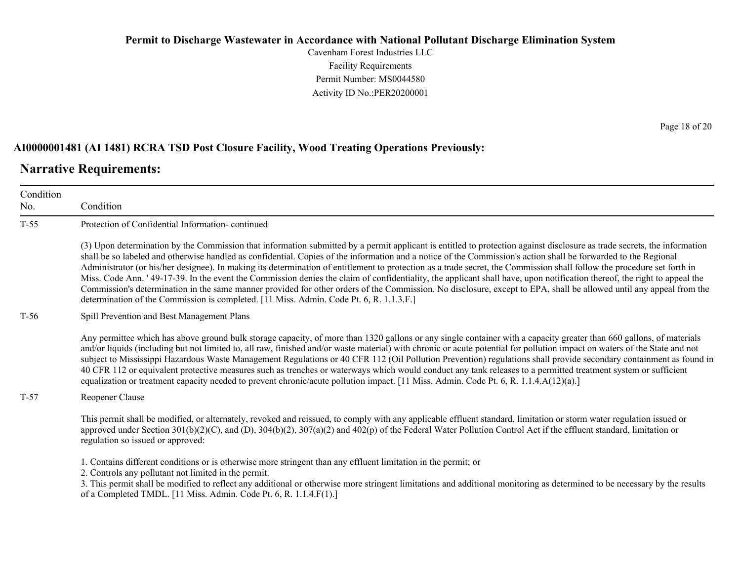**AI0000001481 (AI 1481) RCRA TSD Post Closure Facility, Wood Treating Operations Previously:**

## Narrative Requirements:

| Condition No. | Condition |
|---|---|
| T-55 | Protection of Confidential Information- continued<br><br>(3) Upon determination by the Commission that information submitted by a permit applicant is entitled to protection against disclosure as trade secrets, the information shall be so labeled and otherwise handled as confidential. Copies of the information and a notice of the Commission's action shall be forwarded to the Regional Administrator (or his/her designee). In making its determination of entitlement to protection as a trade secret, the Commission shall follow the procedure set forth in Miss. Code Ann. ' 49-17-39. In the event the Commission denies the claim of confidentiality, the applicant shall have, upon notification thereof, the right to appeal the Commission's determination in the same manner provided for other orders of the Commission. No disclosure, except to EPA, shall be allowed until any appeal from the determination of the Commission is completed. [11 Miss. Admin. Code Pt. 6, R. 1.1.3.F.] |
| T-56 | Spill Prevention and Best Management Plans<br><br>Any permittee which has above ground bulk storage capacity, of more than 1320 gallons or any single container with a capacity greater than 660 gallons, of materials and/or liquids (including but not limited to, all raw, finished and/or waste material) with chronic or acute potential for pollution impact on waters of the State and not subject to Mississippi Hazardous Waste Management Regulations or 40 CFR 112 (Oil Pollution Prevention) regulations shall provide secondary containment as found in 40 CFR 112 or equivalent protective measures such as trenches or waterways which would conduct any tank releases to a permitted treatment system or sufficient equalization or treatment capacity needed to prevent chronic/acute pollution impact. [11 Miss. Admin. Code Pt. 6, R. 1.1.4.A(12)(a).] |
| T-57 | Reopener Clause<br><br>This permit shall be modified, or alternately, revoked and reissued, to comply with any applicable effluent standard, limitation or storm water regulation issued or approved under Section 301(b)(2)(C), and (D), 304(b)(2), 307(a)(2) and 402(p) of the Federal Water Pollution Control Act if the effluent standard, limitation or regulation so issued or approved:<br><br>1. Contains different conditions or is otherwise more stringent than any effluent limitation in the permit; or<br>2. Controls any pollutant not limited in the permit.<br>3. This permit shall be modified to reflect any additional or otherwise more stringent limitations and additional monitoring as determined to be necessary by the results of a Completed TMDL. [11 Miss. Admin. Code Pt. 6, R. 1.1.4.F(1).] |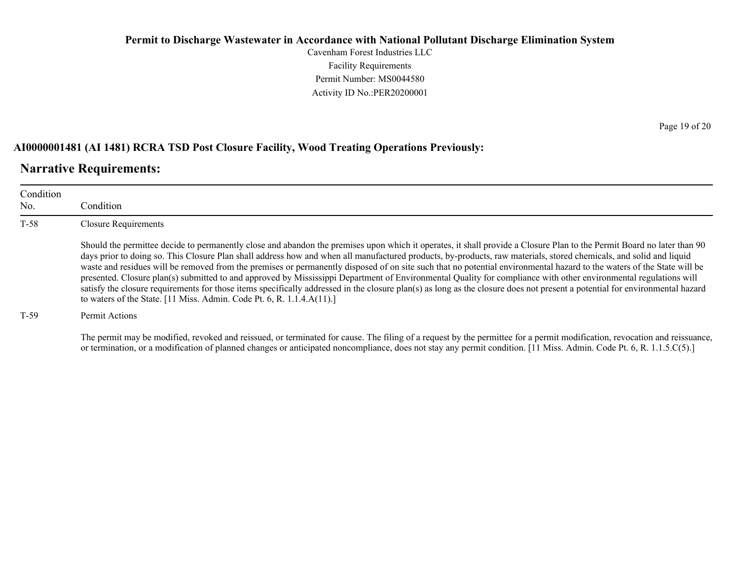## AI0000001481 (AI 1481) RCRA TSD Post Closure Facility, Wood Treating Operations Previously:

## Narrative Requirements:

| Condition No. | Condition |
|---|---|
| T-58 | Closure Requirements<br><br>Should the permittee decide to permanently close and abandon the premises upon which it operates, it shall provide a Closure Plan to the Permit Board no later than 90 days prior to doing so. This Closure Plan shall address how and when all manufactured products, by-products, raw materials, stored chemicals, and solid and liquid waste and residues will be removed from the premises or permanently disposed of on site such that no potential environmental hazard to the waters of the State will be presented. Closure plan(s) submitted to and approved by Mississippi Department of Environmental Quality for compliance with other environmental regulations will satisfy the closure requirements for those items specifically addressed in the closure plan(s) as long as the closure does not present a potential for environmental hazard to waters of the State. [11 Miss. Admin. Code Pt. 6, R. 1.1.4.A(11).] |
| T-59 | Permit Actions<br><br>The permit may be modified, revoked and reissued, or terminated for cause. The filing of a request by the permittee for a permit modification, revocation and reissuance, or termination, or a modification of planned changes or anticipated noncompliance, does not stay any permit condition. [11 Miss. Admin. Code Pt. 6, R. 1.1.5.C(5).] |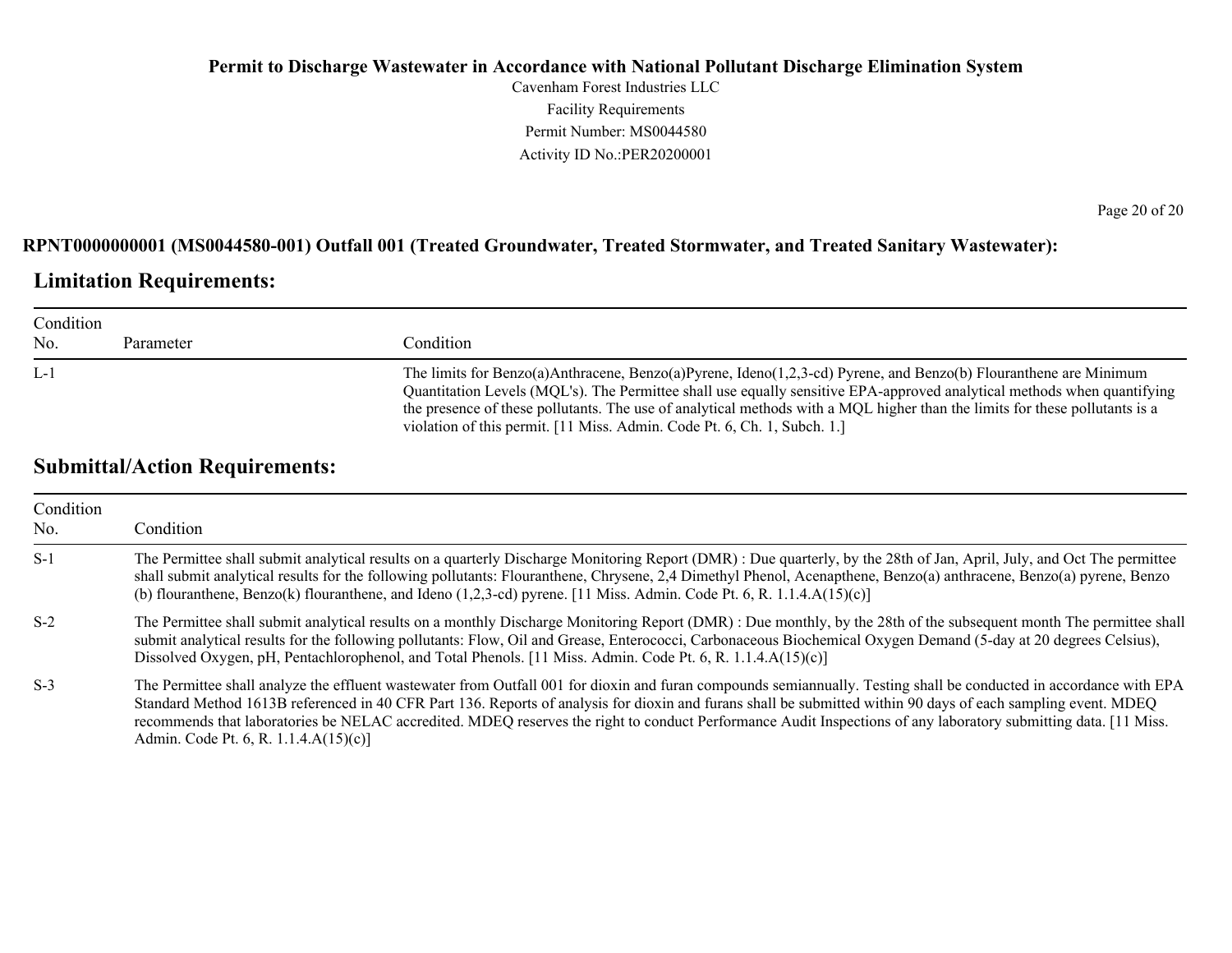**RPNT0000000001 (MS0044580-001) Outfall 001 (Treated Groundwater, Treated Stormwater, and Treated Sanitary Wastewater):**

## Limitation Requirements:

| Condition No. | Parameter | Condition |
|---|---|---|
| L-1 | | The limits for Benzo(a)Anthracene, Benzo(a)Pyrene, Ideno(1,2,3-cd) Pyrene, and Benzo(b) Flouranthene are Minimum Quantitation Levels (MQL's). The Permittee shall use equally sensitive EPA-approved analytical methods when quantifying the presence of these pollutants. The use of analytical methods with a MQL higher than the limits for these pollutants is a violation of this permit. [11 Miss. Admin. Code Pt. 6, Ch. 1, Subch. 1.] |

## Submittal/Action Requirements:

| Condition No. | Condition |
|---|---|
| S-1 | The Permittee shall submit analytical results on a quarterly Discharge Monitoring Report (DMR) : Due quarterly, by the 28th of Jan, April, July, and Oct The permittee shall submit analytical results for the following pollutants: Flouranthene, Chrysene, 2,4 Dimethyl Phenol, Acenapthene, Benzo(a) anthracene, Benzo(a) pyrene, Benzo (b) flouranthene, Benzo(k) flouranthene, and Ideno (1,2,3-cd) pyrene. [11 Miss. Admin. Code Pt. 6, R. 1.1.4.A(15)(c)] |
| S-2 | The Permittee shall submit analytical results on a monthly Discharge Monitoring Report (DMR) : Due monthly, by the 28th of the subsequent month The permittee shall submit analytical results for the following pollutants: Flow, Oil and Grease, Enterococci, Carbonaceous Biochemical Oxygen Demand (5-day at 20 degrees Celsius), Dissolved Oxygen, pH, Pentachlorophenol, and Total Phenols. [11 Miss. Admin. Code Pt. 6, R. 1.1.4.A(15)(c)] |
| S-3 | The Permittee shall analyze the effluent wastewater from Outfall 001 for dioxin and furan compounds semiannually. Testing shall be conducted in accordance with EPA Standard Method 1613B referenced in 40 CFR Part 136. Reports of analysis for dioxin and furans shall be submitted within 90 days of each sampling event. MDEQ recommends that laboratories be NELAC accredited. MDEQ reserves the right to conduct Performance Audit Inspections of any laboratory submitting data. [11 Miss. Admin. Code Pt. 6, R. 1.1.4.A(15)(c)] |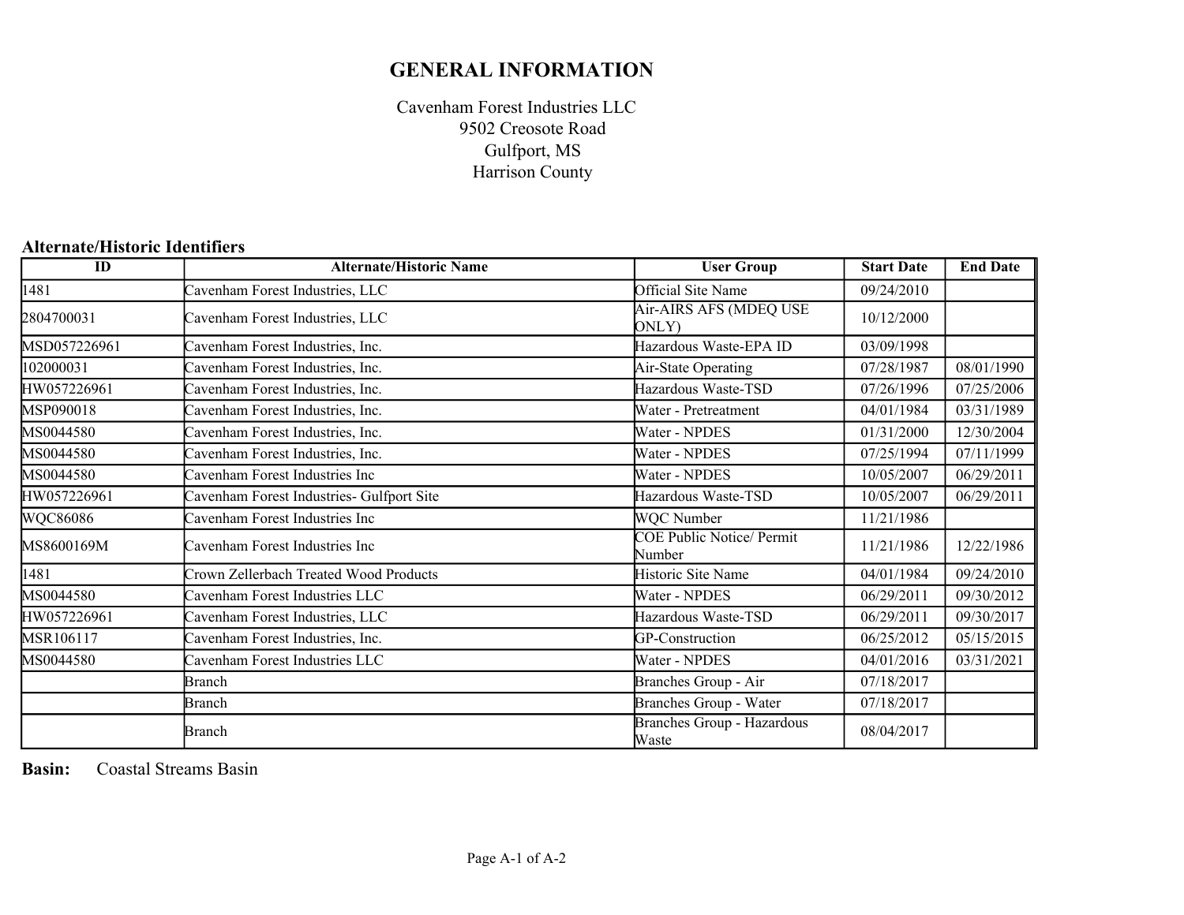# GENERAL INFORMATION

Cavenham Forest Industries LLC
9502 Creosote Road
Gulfport, MS
Harrison County

### Alternate/Historic Identifiers

| ID | Alternate/Historic Name | User Group | Start Date | End Date |
|---|---|---|---|---|
| 1481 | Cavenham Forest Industries, LLC | Official Site Name | 09/24/2010 | |
| 2804700031 | Cavenham Forest Industries, LLC | Air-AIRS AFS (MDEQ USE ONLY) | 10/12/2000 | |
| MSD057226961 | Cavenham Forest Industries, Inc. | Hazardous Waste-EPA ID | 03/09/1998 | |
| 102000031 | Cavenham Forest Industries, Inc. | Air-State Operating | 07/28/1987 | 08/01/1990 |
| HW057226961 | Cavenham Forest Industries, Inc. | Hazardous Waste-TSD | 07/26/1996 | 07/25/2006 |
| MSP090018 | Cavenham Forest Industries, Inc. | Water - Pretreatment | 04/01/1984 | 03/31/1989 |
| MS0044580 | Cavenham Forest Industries, Inc. | Water - NPDES | 01/31/2000 | 12/30/2004 |
| MS0044580 | Cavenham Forest Industries, Inc. | Water - NPDES | 07/25/1994 | 07/11/1999 |
| MS0044580 | Cavenham Forest Industries Inc | Water - NPDES | 10/05/2007 | 06/29/2011 |
| HW057226961 | Cavenham Forest Industries- Gulfport Site | Hazardous Waste-TSD | 10/05/2007 | 06/29/2011 |
| WQC86086 | Cavenham Forest Industries Inc | WQC Number | 11/21/1986 | |
| MS8600169M | Cavenham Forest Industries Inc | COE Public Notice/ Permit Number | 11/21/1986 | 12/22/1986 |
| 1481 | Crown Zellerbach Treated Wood Products | Historic Site Name | 04/01/1984 | 09/24/2010 |
| MS0044580 | Cavenham Forest Industries LLC | Water - NPDES | 06/29/2011 | 09/30/2012 |
| HW057226961 | Cavenham Forest Industries, LLC | Hazardous Waste-TSD | 06/29/2011 | 09/30/2017 |
| MSR106117 | Cavenham Forest Industries, Inc. | GP-Construction | 06/25/2012 | 05/15/2015 |
| MS0044580 | Cavenham Forest Industries LLC | Water - NPDES | 04/01/2016 | 03/31/2021 |
| | Branch | Branches Group - Air | 07/18/2017 | |
| | Branch | Branches Group - Water | 07/18/2017 | |
| | Branch | Branches Group - Hazardous Waste | 08/04/2017 | |

**Basin:** Coastal Streams Basin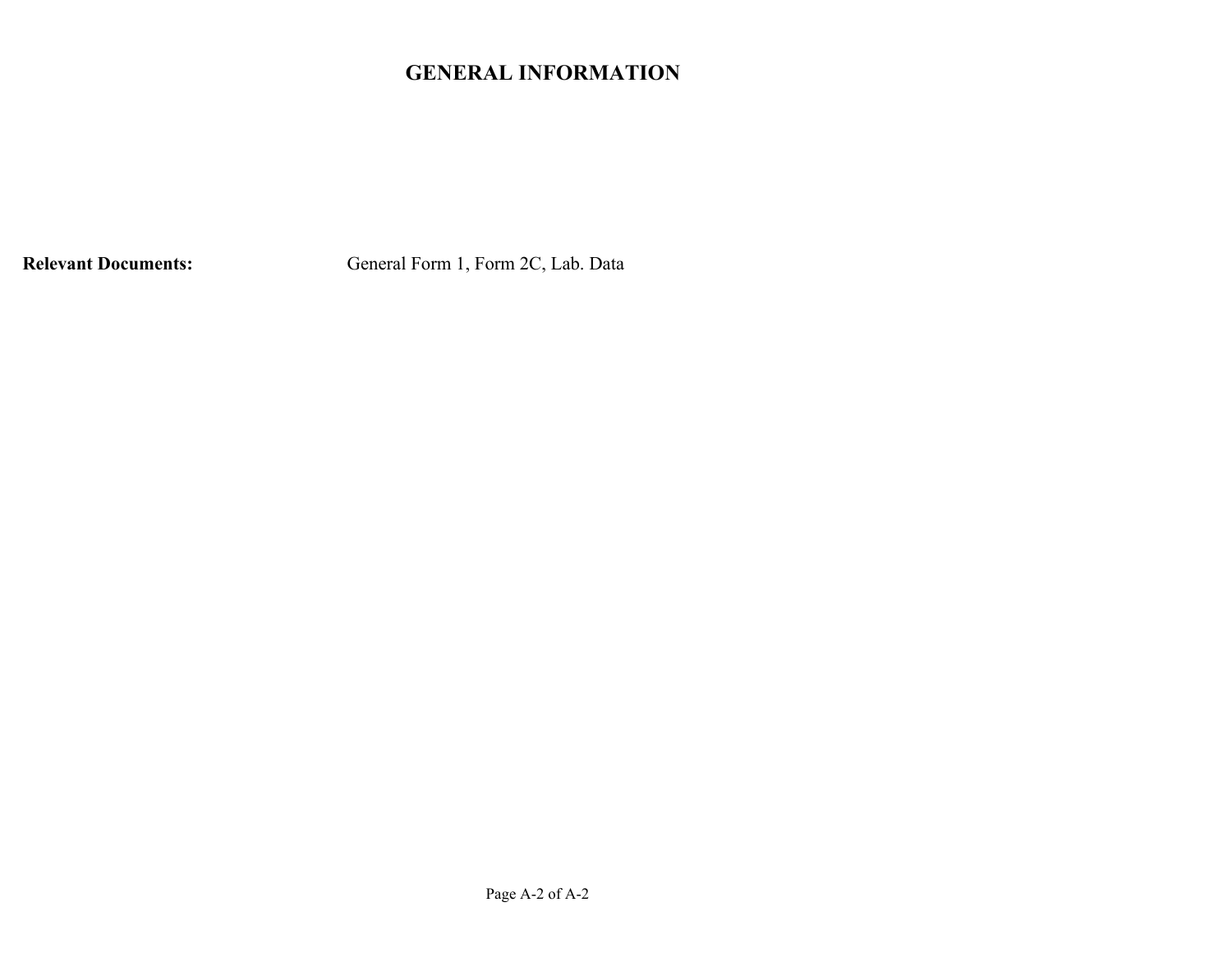# GENERAL INFORMATION

**Relevant Documents:** General Form 1, Form 2C, Lab. Data